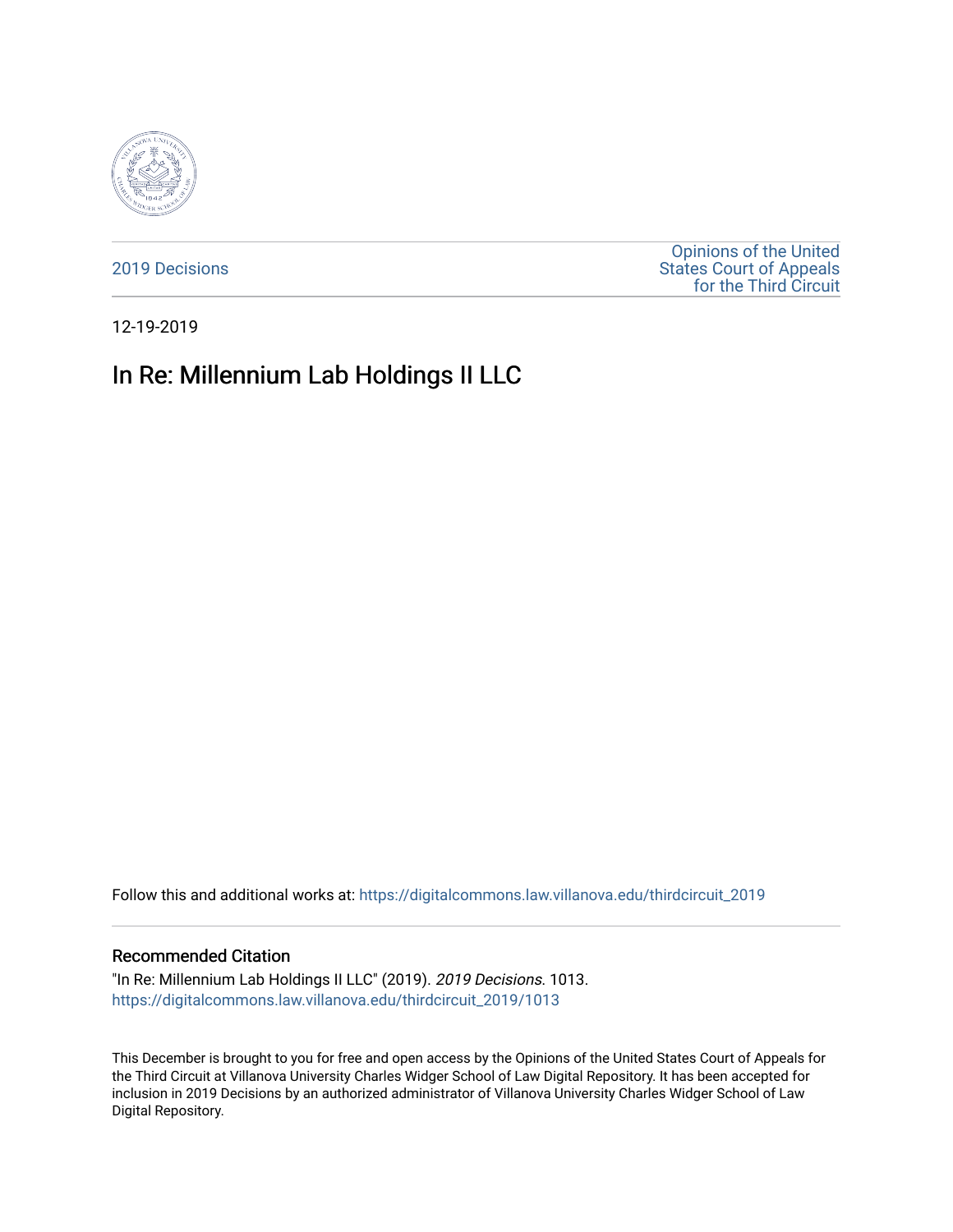2019 Decisions

Opinions of the United States Court of Appeals for the Third Circuit

12-19-2019

# In Re: Millennium Lab Holdings II LLC

Follow this and additional works at: https://digitalcommons.law.villanova.edu/thirdcircuit_2019

### Recommended Citation

"In Re: Millennium Lab Holdings II LLC" (2019). *2019 Decisions*. 1013.
https://digitalcommons.law.villanova.edu/thirdcircuit_2019/1013

This December is brought to you for free and open access by the Opinions of the United States Court of Appeals for the Third Circuit at Villanova University Charles Widger School of Law Digital Repository. It has been accepted for inclusion in 2019 Decisions by an authorized administrator of Villanova University Charles Widger School of Law Digital Repository.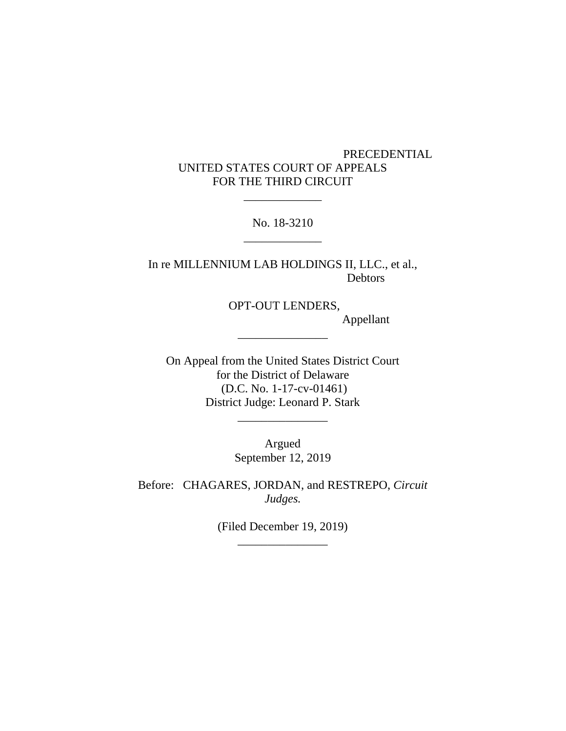PRECEDENTIAL

UNITED STATES COURT OF APPEALS
FOR THE THIRD CIRCUIT

\_\_\_\_\_\_\_\_\_\_\_\_\_

No. 18-3210

\_\_\_\_\_\_\_\_\_\_\_\_\_

In re MILLENNIUM LAB HOLDINGS II, LLC., et al.,
Debtors

OPT-OUT LENDERS,
Appellant

\_\_\_\_\_\_\_\_\_\_\_\_\_\_\_

On Appeal from the United States District Court
for the District of Delaware
(D.C. No. 1-17-cv-01461)
District Judge: Leonard P. Stark

\_\_\_\_\_\_\_\_\_\_\_\_\_\_\_

Argued
September 12, 2019

Before: CHAGARES, JORDAN, and RESTREPO, *Circuit Judges.*

(Filed December 19, 2019)

\_\_\_\_\_\_\_\_\_\_\_\_\_\_\_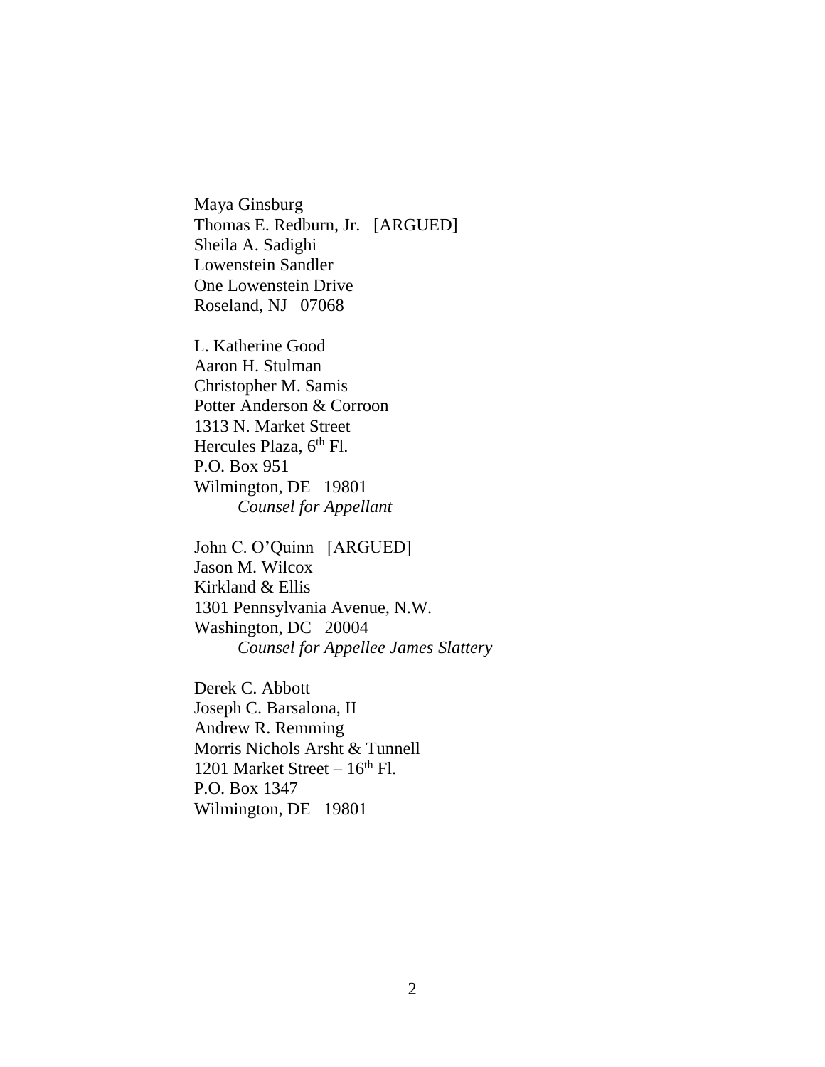Maya Ginsburg
Thomas E. Redburn, Jr. [ARGUED]
Sheila A. Sadighi
Lowenstein Sandler
One Lowenstein Drive
Roseland, NJ 07068

L. Katherine Good
Aaron H. Stulman
Christopher M. Samis
Potter Anderson & Corroon
1313 N. Market Street
Hercules Plaza, 6th Fl.
P.O. Box 951
Wilmington, DE 19801
*Counsel for Appellant*

John C. O'Quinn [ARGUED]
Jason M. Wilcox
Kirkland & Ellis
1301 Pennsylvania Avenue, N.W.
Washington, DC 20004
*Counsel for Appellee James Slattery*

Derek C. Abbott
Joseph C. Barsalona, II
Andrew R. Remming
Morris Nichols Arsht & Tunnell
1201 Market Street – 16th Fl.
P.O. Box 1347
Wilmington, DE 19801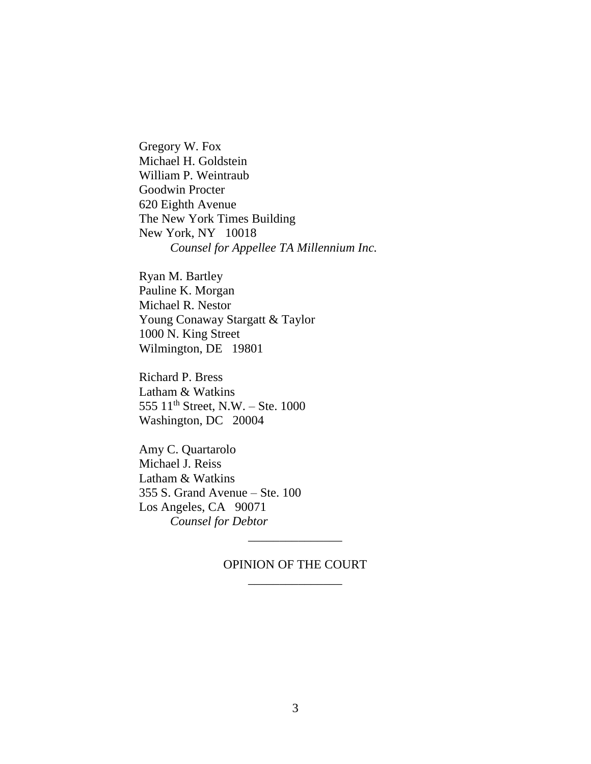Gregory W. Fox
Michael H. Goldstein
William P. Weintraub
Goodwin Procter
620 Eighth Avenue
The New York Times Building
New York, NY 10018

*Counsel for Appellee TA Millennium Inc.*

Ryan M. Bartley
Pauline K. Morgan
Michael R. Nestor
Young Conaway Stargatt & Taylor
1000 N. King Street
Wilmington, DE 19801

Richard P. Bress
Latham & Watkins
555 11th Street, N.W. – Ste. 1000
Washington, DC 20004

Amy C. Quartarolo
Michael J. Reiss
Latham & Watkins
355 S. Grand Avenue – Ste. 100
Los Angeles, CA 90071

*Counsel for Debtor*

---

OPINION OF THE COURT

---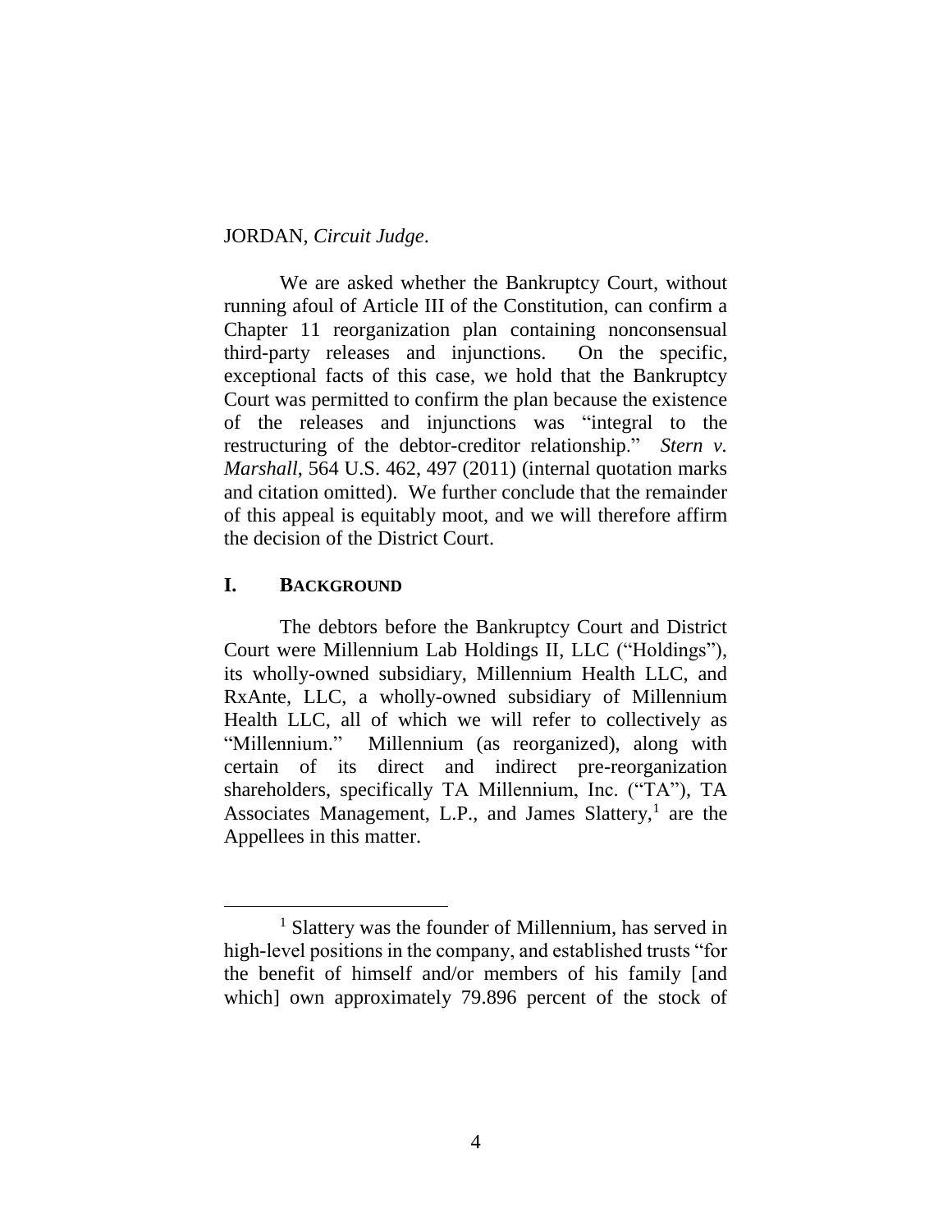JORDAN, *Circuit Judge*.

We are asked whether the Bankruptcy Court, without running afoul of Article III of the Constitution, can confirm a Chapter 11 reorganization plan containing nonconsensual third-party releases and injunctions. On the specific, exceptional facts of this case, we hold that the Bankruptcy Court was permitted to confirm the plan because the existence of the releases and injunctions was "integral to the restructuring of the debtor-creditor relationship." *Stern v. Marshall*, 564 U.S. 462, 497 (2011) (internal quotation marks and citation omitted). We further conclude that the remainder of this appeal is equitably moot, and we will therefore affirm the decision of the District Court.

## I. BACKGROUND

The debtors before the Bankruptcy Court and District Court were Millennium Lab Holdings II, LLC ("Holdings"), its wholly-owned subsidiary, Millennium Health LLC, and RxAnte, LLC, a wholly-owned subsidiary of Millennium Health LLC, all of which we will refer to collectively as "Millennium." Millennium (as reorganized), along with certain of its direct and indirect pre-reorganization shareholders, specifically TA Millennium, Inc. ("TA"), TA Associates Management, L.P., and James Slattery,[1] are the Appellees in this matter.

[1] Slattery was the founder of Millennium, has served in high-level positions in the company, and established trusts "for the benefit of himself and/or members of his family [and which] own approximately 79.896 percent of the stock of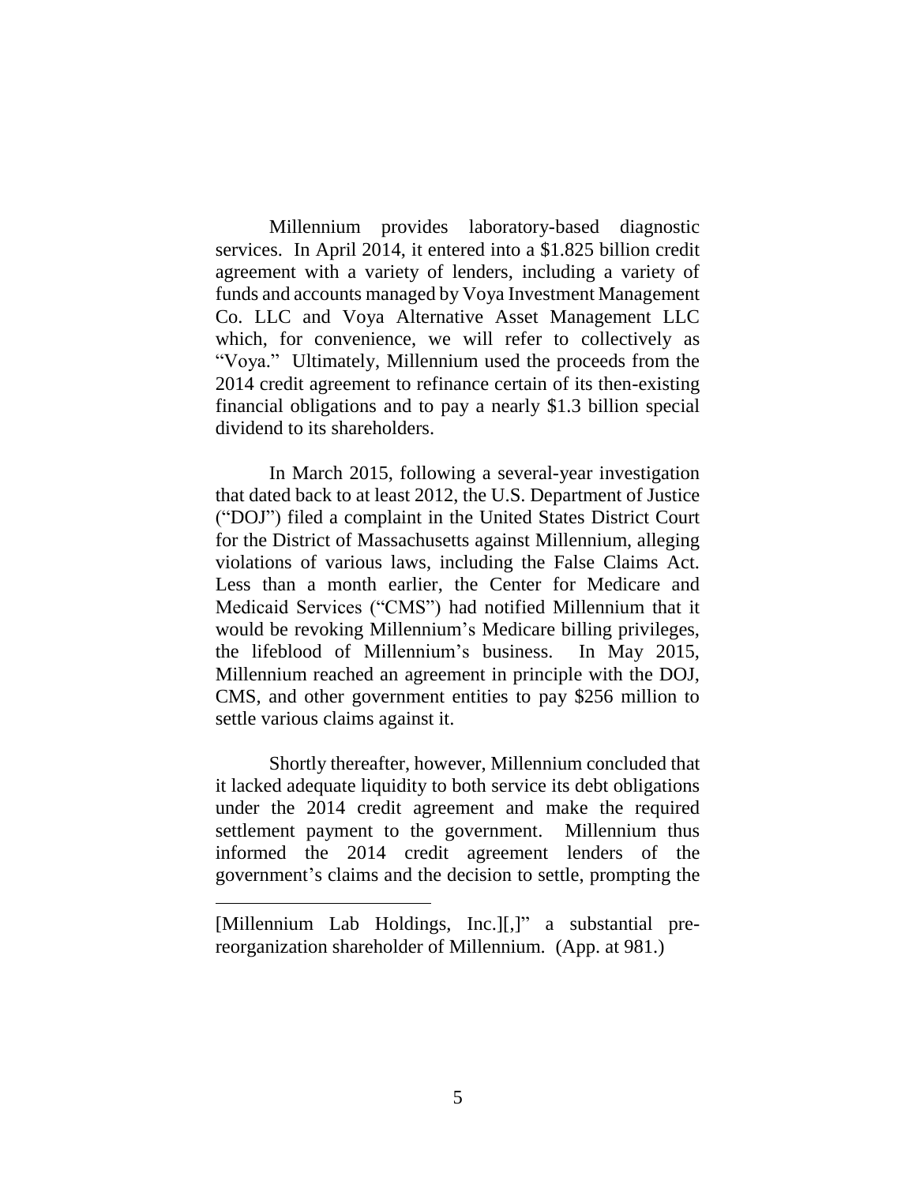Millennium provides laboratory-based diagnostic services. In April 2014, it entered into a $1.825 billion credit agreement with a variety of lenders, including a variety of funds and accounts managed by Voya Investment Management Co. LLC and Voya Alternative Asset Management LLC which, for convenience, we will refer to collectively as "Voya." Ultimately, Millennium used the proceeds from the 2014 credit agreement to refinance certain of its then-existing financial obligations and to pay a nearly $1.3 billion special dividend to its shareholders.

In March 2015, following a several-year investigation that dated back to at least 2012, the U.S. Department of Justice ("DOJ") filed a complaint in the United States District Court for the District of Massachusetts against Millennium, alleging violations of various laws, including the False Claims Act. Less than a month earlier, the Center for Medicare and Medicaid Services ("CMS") had notified Millennium that it would be revoking Millennium's Medicare billing privileges, the lifeblood of Millennium's business. In May 2015, Millennium reached an agreement in principle with the DOJ, CMS, and other government entities to pay $256 million to settle various claims against it.

Shortly thereafter, however, Millennium concluded that it lacked adequate liquidity to both service its debt obligations under the 2014 credit agreement and make the required settlement payment to the government. Millennium thus informed the 2014 credit agreement lenders of the government's claims and the decision to settle, prompting the

---

[Millennium Lab Holdings, Inc.][,]" a substantial pre-reorganization shareholder of Millennium. (App. at 981.)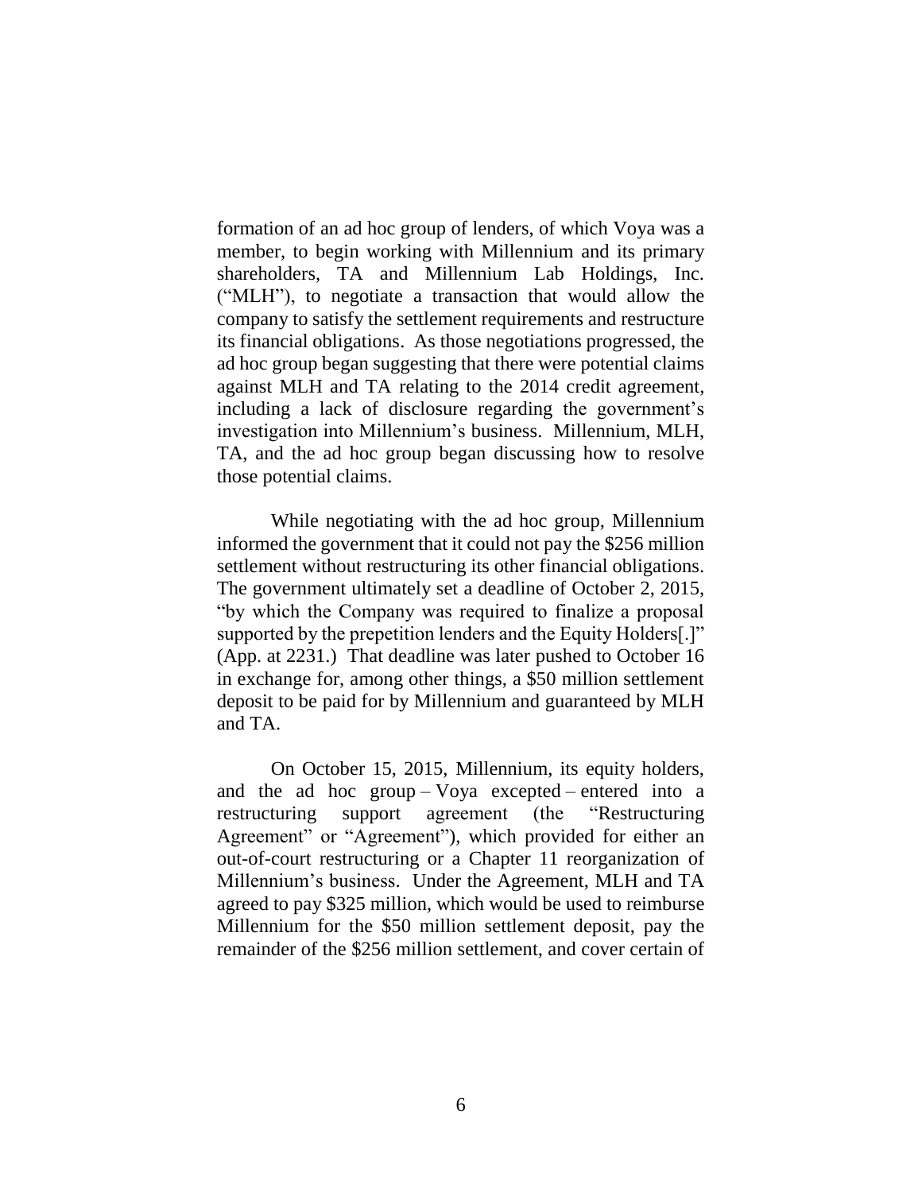formation of an ad hoc group of lenders, of which Voya was a member, to begin working with Millennium and its primary shareholders, TA and Millennium Lab Holdings, Inc. ("MLH"), to negotiate a transaction that would allow the company to satisfy the settlement requirements and restructure its financial obligations. As those negotiations progressed, the ad hoc group began suggesting that there were potential claims against MLH and TA relating to the 2014 credit agreement, including a lack of disclosure regarding the government's investigation into Millennium's business. Millennium, MLH, TA, and the ad hoc group began discussing how to resolve those potential claims.

While negotiating with the ad hoc group, Millennium informed the government that it could not pay the $256 million settlement without restructuring its other financial obligations. The government ultimately set a deadline of October 2, 2015, "by which the Company was required to finalize a proposal supported by the prepetition lenders and the Equity Holders[.]" (App. at 2231.) That deadline was later pushed to October 16 in exchange for, among other things, a $50 million settlement deposit to be paid for by Millennium and guaranteed by MLH and TA.

On October 15, 2015, Millennium, its equity holders, and the ad hoc group – Voya excepted – entered into a restructuring support agreement (the "Restructuring Agreement" or "Agreement"), which provided for either an out-of-court restructuring or a Chapter 11 reorganization of Millennium's business. Under the Agreement, MLH and TA agreed to pay $325 million, which would be used to reimburse Millennium for the $50 million settlement deposit, pay the remainder of the $256 million settlement, and cover certain of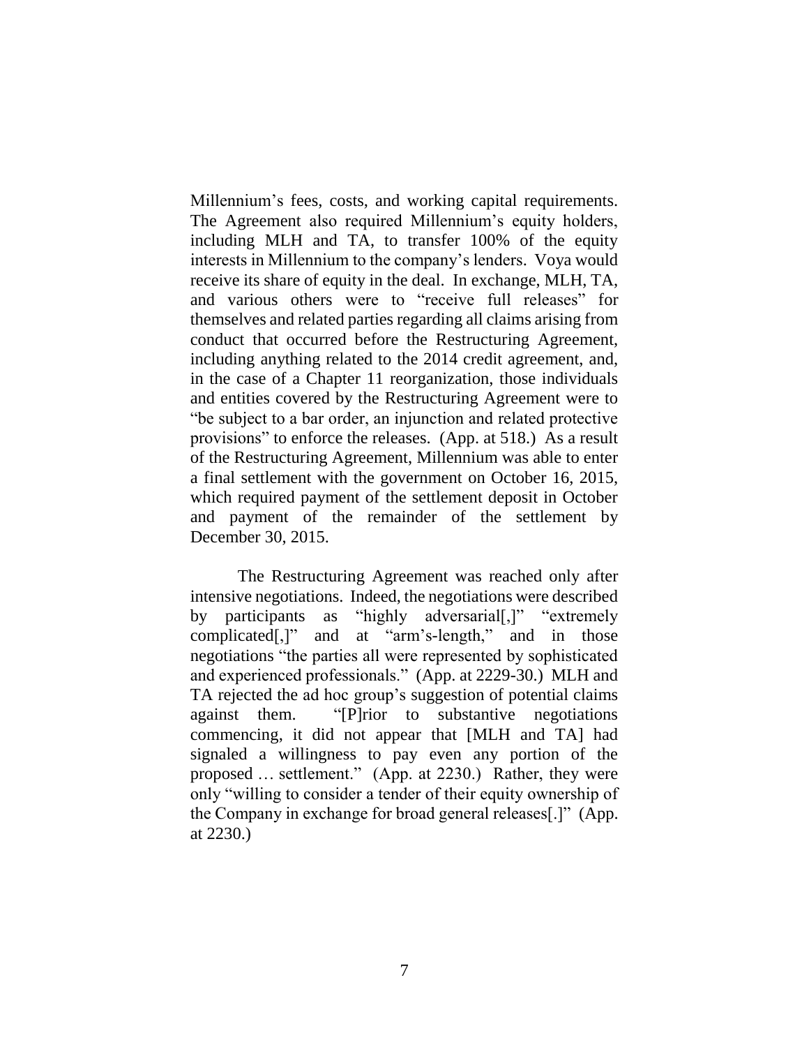Millennium's fees, costs, and working capital requirements. The Agreement also required Millennium's equity holders, including MLH and TA, to transfer 100% of the equity interests in Millennium to the company's lenders. Voya would receive its share of equity in the deal. In exchange, MLH, TA, and various others were to "receive full releases" for themselves and related parties regarding all claims arising from conduct that occurred before the Restructuring Agreement, including anything related to the 2014 credit agreement, and, in the case of a Chapter 11 reorganization, those individuals and entities covered by the Restructuring Agreement were to "be subject to a bar order, an injunction and related protective provisions" to enforce the releases. (App. at 518.) As a result of the Restructuring Agreement, Millennium was able to enter a final settlement with the government on October 16, 2015, which required payment of the settlement deposit in October and payment of the remainder of the settlement by December 30, 2015.

The Restructuring Agreement was reached only after intensive negotiations. Indeed, the negotiations were described by participants as "highly adversarial[,]" "extremely complicated[,]" and at "arm's-length," and in those negotiations "the parties all were represented by sophisticated and experienced professionals." (App. at 2229-30.) MLH and TA rejected the ad hoc group's suggestion of potential claims against them. "[P]rior to substantive negotiations commencing, it did not appear that [MLH and TA] had signaled a willingness to pay even any portion of the proposed … settlement." (App. at 2230.) Rather, they were only "willing to consider a tender of their equity ownership of the Company in exchange for broad general releases[.]" (App. at 2230.)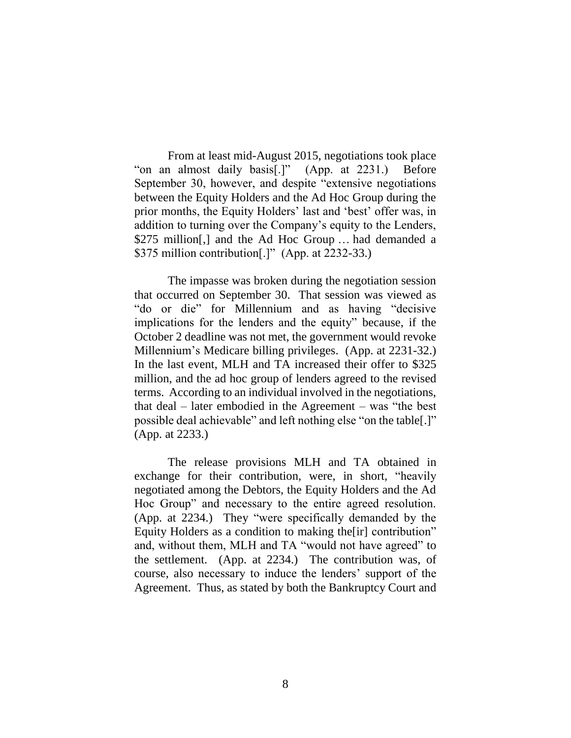From at least mid-August 2015, negotiations took place "on an almost daily basis[.]" (App. at 2231.) Before September 30, however, and despite "extensive negotiations between the Equity Holders and the Ad Hoc Group during the prior months, the Equity Holders' last and 'best' offer was, in addition to turning over the Company's equity to the Lenders, $275 million[,] and the Ad Hoc Group … had demanded a $375 million contribution[.]" (App. at 2232-33.)

The impasse was broken during the negotiation session that occurred on September 30. That session was viewed as "do or die" for Millennium and as having "decisive implications for the lenders and the equity" because, if the October 2 deadline was not met, the government would revoke Millennium's Medicare billing privileges. (App. at 2231-32.) In the last event, MLH and TA increased their offer to $325 million, and the ad hoc group of lenders agreed to the revised terms. According to an individual involved in the negotiations, that deal – later embodied in the Agreement – was "the best possible deal achievable" and left nothing else "on the table[.]" (App. at 2233.)

The release provisions MLH and TA obtained in exchange for their contribution, were, in short, "heavily negotiated among the Debtors, the Equity Holders and the Ad Hoc Group" and necessary to the entire agreed resolution. (App. at 2234.) They "were specifically demanded by the Equity Holders as a condition to making the[ir] contribution" and, without them, MLH and TA "would not have agreed" to the settlement. (App. at 2234.) The contribution was, of course, also necessary to induce the lenders' support of the Agreement. Thus, as stated by both the Bankruptcy Court and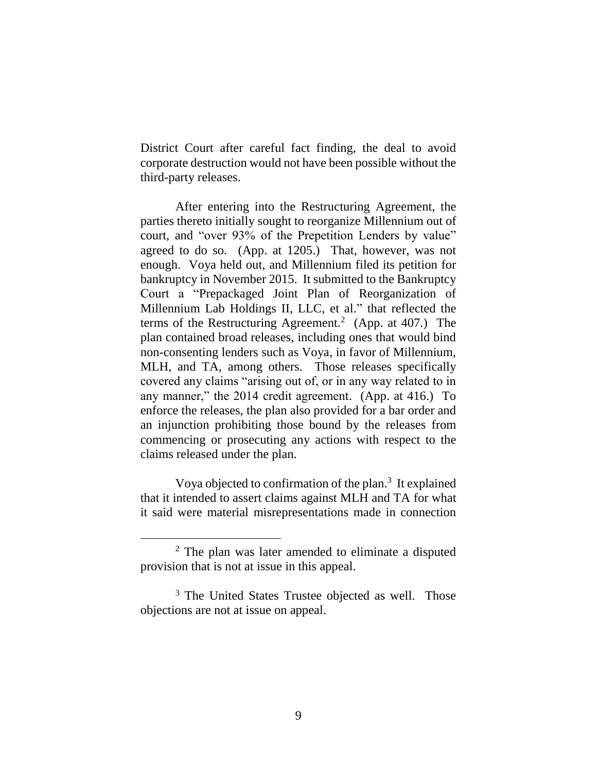District Court after careful fact finding, the deal to avoid corporate destruction would not have been possible without the third-party releases.

After entering into the Restructuring Agreement, the parties thereto initially sought to reorganize Millennium out of court, and "over 93% of the Prepetition Lenders by value" agreed to do so. (App. at 1205.) That, however, was not enough. Voya held out, and Millennium filed its petition for bankruptcy in November 2015. It submitted to the Bankruptcy Court a "Prepackaged Joint Plan of Reorganization of Millennium Lab Holdings II, LLC, et al." that reflected the terms of the Restructuring Agreement.[2] (App. at 407.) The plan contained broad releases, including ones that would bind non-consenting lenders such as Voya, in favor of Millennium, MLH, and TA, among others. Those releases specifically covered any claims "arising out of, or in any way related to in any manner," the 2014 credit agreement. (App. at 416.) To enforce the releases, the plan also provided for a bar order and an injunction prohibiting those bound by the releases from commencing or prosecuting any actions with respect to the claims released under the plan.

Voya objected to confirmation of the plan.[3] It explained that it intended to assert claims against MLH and TA for what it said were material misrepresentations made in connection

---

[2] The plan was later amended to eliminate a disputed provision that is not at issue in this appeal.

[3] The United States Trustee objected as well. Those objections are not at issue on appeal.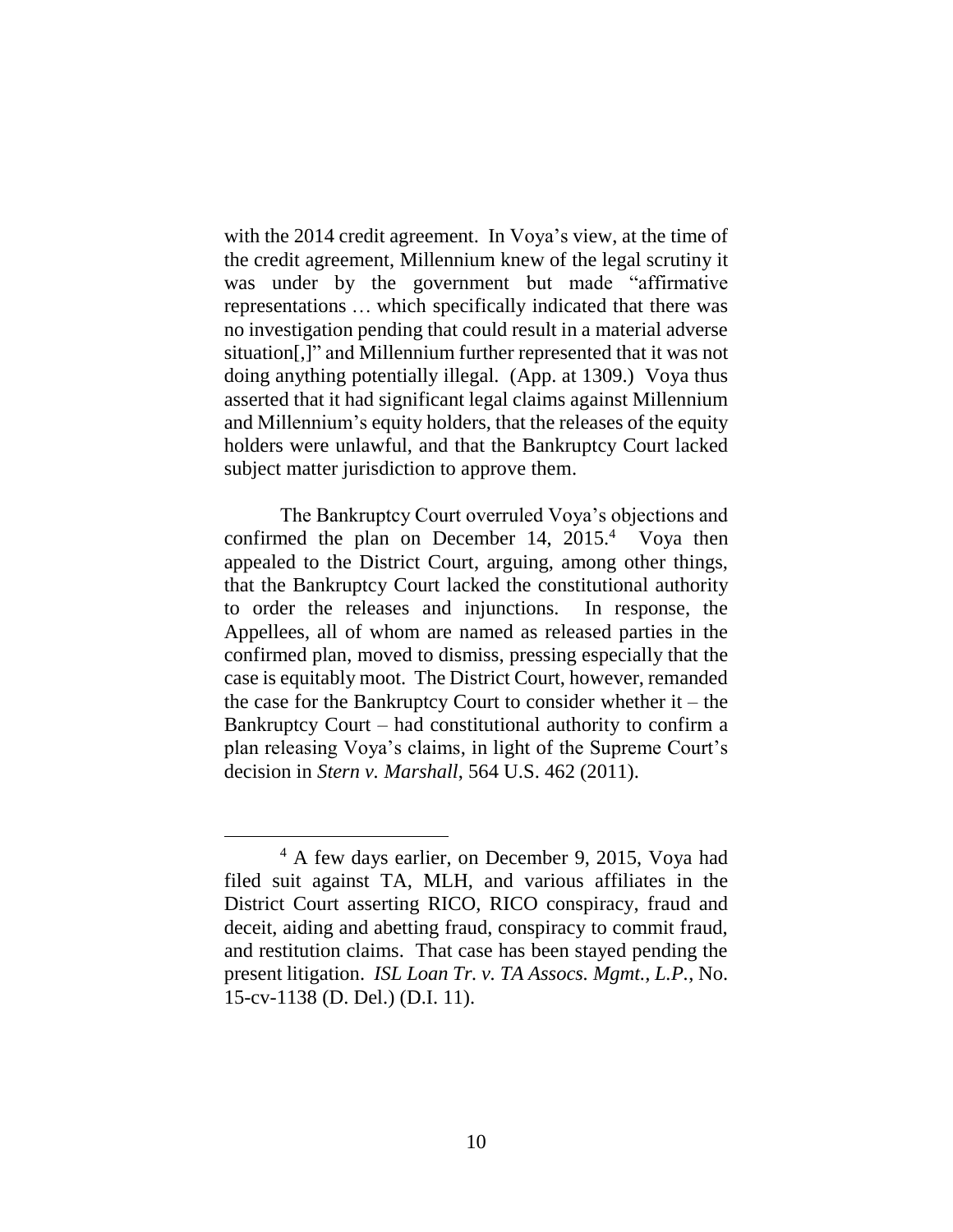with the 2014 credit agreement. In Voya's view, at the time of the credit agreement, Millennium knew of the legal scrutiny it was under by the government but made "affirmative representations … which specifically indicated that there was no investigation pending that could result in a material adverse situation[,]" and Millennium further represented that it was not doing anything potentially illegal. (App. at 1309.) Voya thus asserted that it had significant legal claims against Millennium and Millennium's equity holders, that the releases of the equity holders were unlawful, and that the Bankruptcy Court lacked subject matter jurisdiction to approve them.

The Bankruptcy Court overruled Voya's objections and confirmed the plan on December 14, 2015.[4] Voya then appealed to the District Court, arguing, among other things, that the Bankruptcy Court lacked the constitutional authority to order the releases and injunctions. In response, the Appellees, all of whom are named as released parties in the confirmed plan, moved to dismiss, pressing especially that the case is equitably moot. The District Court, however, remanded the case for the Bankruptcy Court to consider whether it – the Bankruptcy Court – had constitutional authority to confirm a plan releasing Voya's claims, in light of the Supreme Court's decision in *Stern v. Marshall*, 564 U.S. 462 (2011).

[4] A few days earlier, on December 9, 2015, Voya had filed suit against TA, MLH, and various affiliates in the District Court asserting RICO, RICO conspiracy, fraud and deceit, aiding and abetting fraud, conspiracy to commit fraud, and restitution claims. That case has been stayed pending the present litigation. *ISL Loan Tr. v. TA Assocs. Mgmt., L.P.*, No. 15-cv-1138 (D. Del.) (D.I. 11).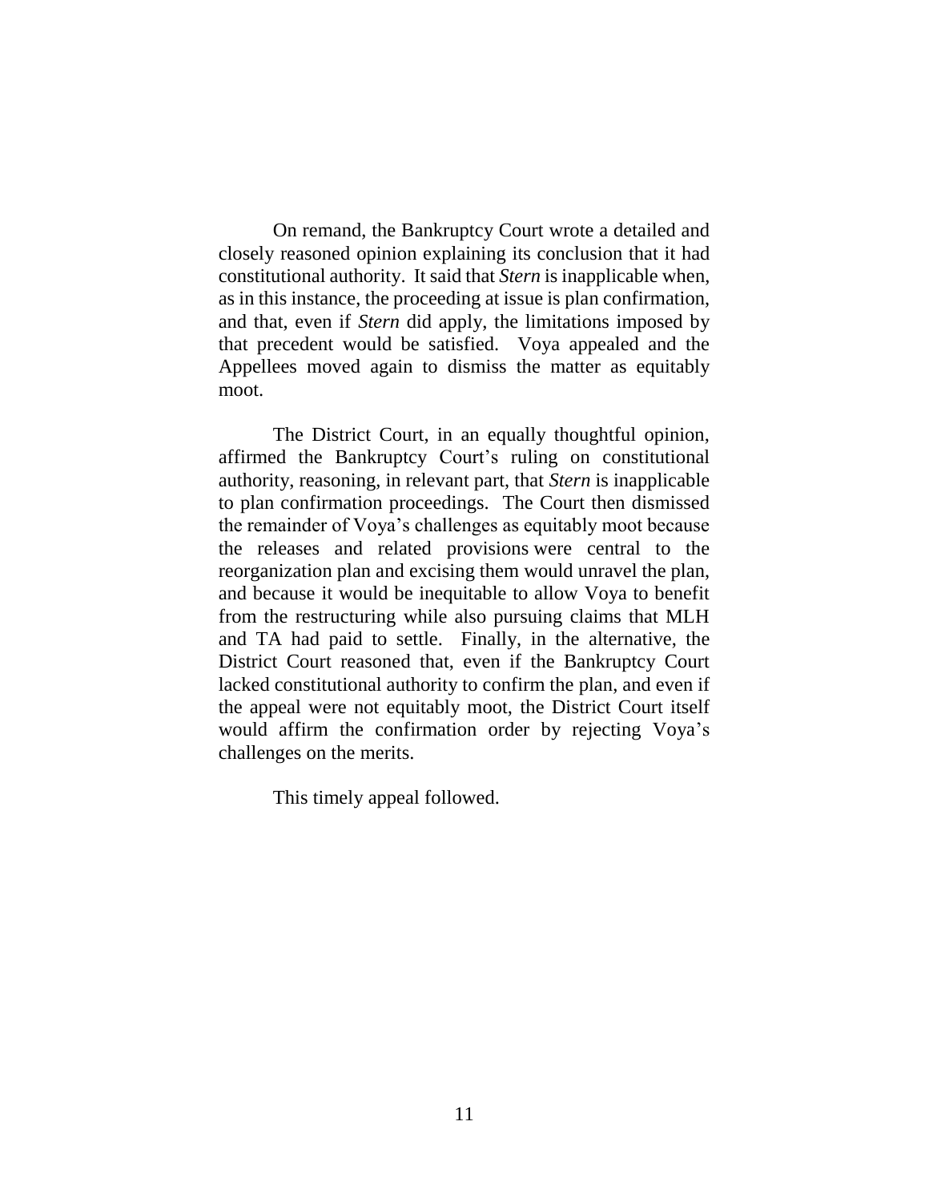On remand, the Bankruptcy Court wrote a detailed and closely reasoned opinion explaining its conclusion that it had constitutional authority. It said that *Stern* is inapplicable when, as in this instance, the proceeding at issue is plan confirmation, and that, even if *Stern* did apply, the limitations imposed by that precedent would be satisfied. Voya appealed and the Appellees moved again to dismiss the matter as equitably moot.

The District Court, in an equally thoughtful opinion, affirmed the Bankruptcy Court's ruling on constitutional authority, reasoning, in relevant part, that *Stern* is inapplicable to plan confirmation proceedings. The Court then dismissed the remainder of Voya's challenges as equitably moot because the releases and related provisions were central to the reorganization plan and excising them would unravel the plan, and because it would be inequitable to allow Voya to benefit from the restructuring while also pursuing claims that MLH and TA had paid to settle. Finally, in the alternative, the District Court reasoned that, even if the Bankruptcy Court lacked constitutional authority to confirm the plan, and even if the appeal were not equitably moot, the District Court itself would affirm the confirmation order by rejecting Voya's challenges on the merits.

This timely appeal followed.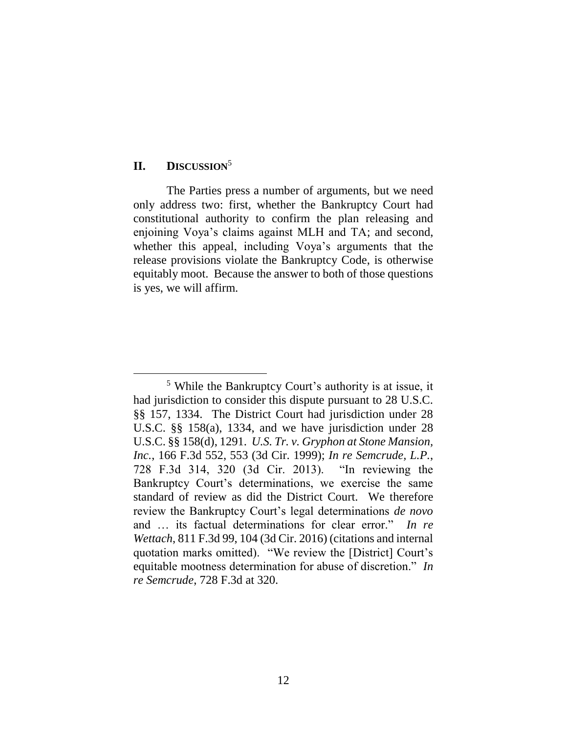## II. DISCUSSION[5]

The Parties press a number of arguments, but we need only address two: first, whether the Bankruptcy Court had constitutional authority to confirm the plan releasing and enjoining Voya's claims against MLH and TA; and second, whether this appeal, including Voya's arguments that the release provisions violate the Bankruptcy Code, is otherwise equitably moot. Because the answer to both of those questions is yes, we will affirm.

---

[5] While the Bankruptcy Court's authority is at issue, it had jurisdiction to consider this dispute pursuant to 28 U.S.C. §§ 157, 1334. The District Court had jurisdiction under 28 U.S.C. §§ 158(a), 1334, and we have jurisdiction under 28 U.S.C. §§ 158(d), 1291. *U.S. Tr. v. Gryphon at Stone Mansion, Inc.*, 166 F.3d 552, 553 (3d Cir. 1999); *In re Semcrude, L.P.*, 728 F.3d 314, 320 (3d Cir. 2013). "In reviewing the Bankruptcy Court's determinations, we exercise the same standard of review as did the District Court. We therefore review the Bankruptcy Court's legal determinations *de novo* and … its factual determinations for clear error." *In re Wettach*, 811 F.3d 99, 104 (3d Cir. 2016) (citations and internal quotation marks omitted). "We review the [District] Court's equitable mootness determination for abuse of discretion." *In re Semcrude*, 728 F.3d at 320.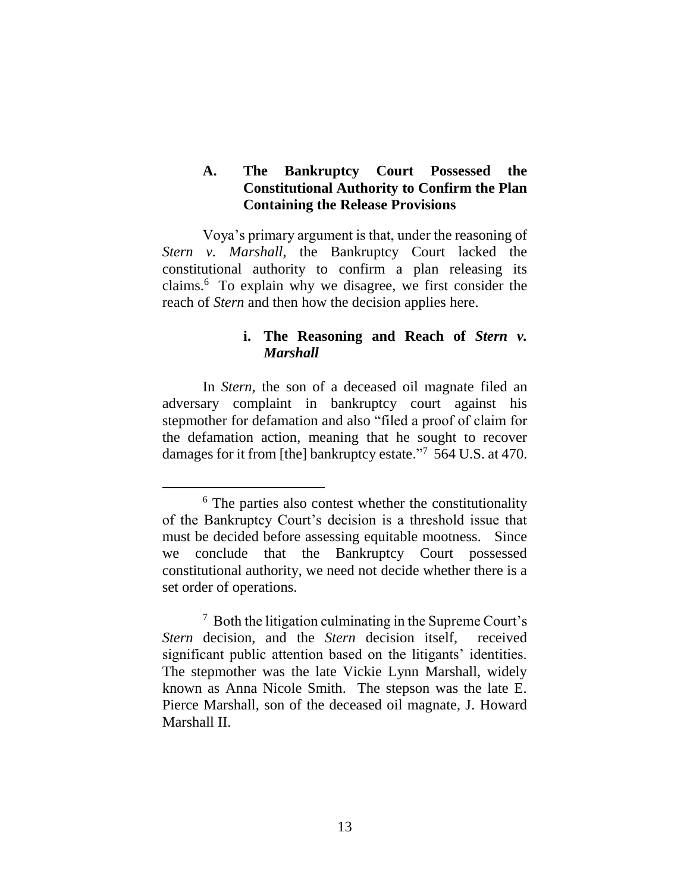### A. The Bankruptcy Court Possessed the Constitutional Authority to Confirm the Plan Containing the Release Provisions

Voya's primary argument is that, under the reasoning of *Stern v. Marshall*, the Bankruptcy Court lacked the constitutional authority to confirm a plan releasing its claims.[6] To explain why we disagree, we first consider the reach of *Stern* and then how the decision applies here.

#### i. The Reasoning and Reach of *Stern v. Marshall*

In *Stern*, the son of a deceased oil magnate filed an adversary complaint in bankruptcy court against his stepmother for defamation and also "filed a proof of claim for the defamation action, meaning that he sought to recover damages for it from [the] bankruptcy estate."[7] 564 U.S. at 470.

---

[6] The parties also contest whether the constitutionality of the Bankruptcy Court's decision is a threshold issue that must be decided before assessing equitable mootness. Since we conclude that the Bankruptcy Court possessed constitutional authority, we need not decide whether there is a set order of operations.

[7] Both the litigation culminating in the Supreme Court's *Stern* decision, and the *Stern* decision itself, received significant public attention based on the litigants' identities. The stepmother was the late Vickie Lynn Marshall, widely known as Anna Nicole Smith. The stepson was the late E. Pierce Marshall, son of the deceased oil magnate, J. Howard Marshall II.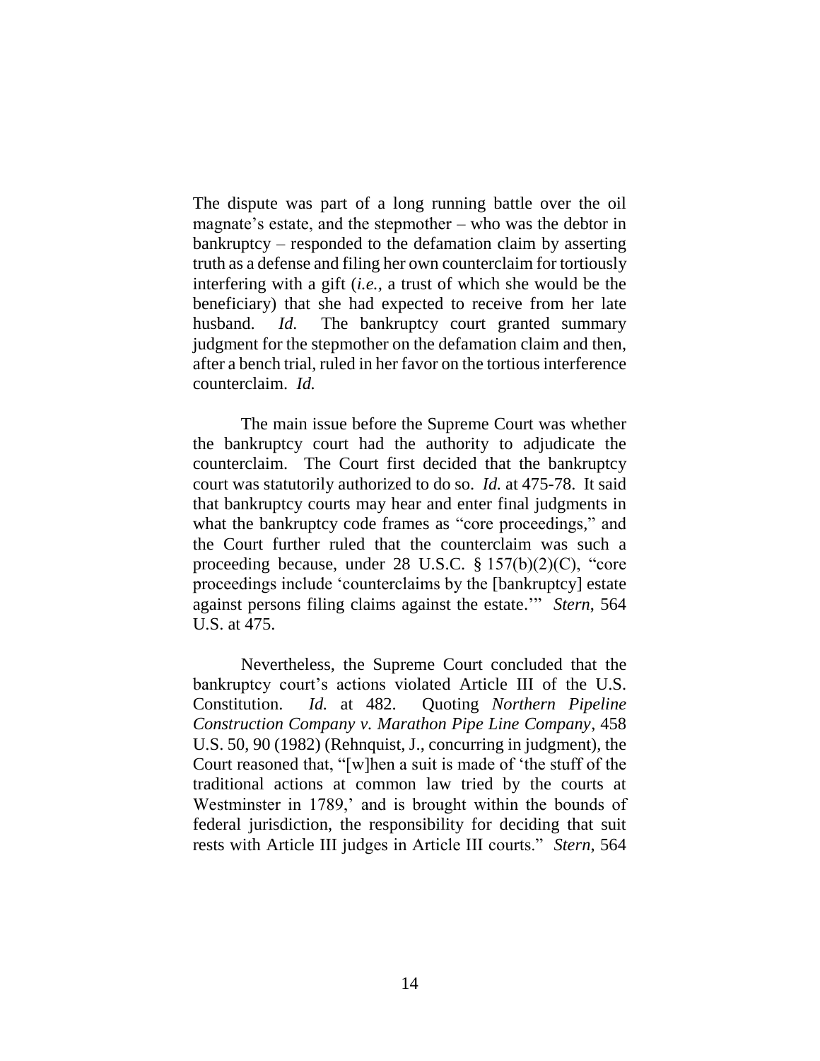The dispute was part of a long running battle over the oil magnate's estate, and the stepmother – who was the debtor in bankruptcy – responded to the defamation claim by asserting truth as a defense and filing her own counterclaim for tortiously interfering with a gift (*i.e.*, a trust of which she would be the beneficiary) that she had expected to receive from her late husband. *Id.* The bankruptcy court granted summary judgment for the stepmother on the defamation claim and then, after a bench trial, ruled in her favor on the tortious interference counterclaim. *Id.*

The main issue before the Supreme Court was whether the bankruptcy court had the authority to adjudicate the counterclaim. The Court first decided that the bankruptcy court was statutorily authorized to do so. *Id.* at 475-78. It said that bankruptcy courts may hear and enter final judgments in what the bankruptcy code frames as "core proceedings," and the Court further ruled that the counterclaim was such a proceeding because, under 28 U.S.C. § 157(b)(2)(C), "core proceedings include 'counterclaims by the [bankruptcy] estate against persons filing claims against the estate.'" *Stern*, 564 U.S. at 475.

Nevertheless, the Supreme Court concluded that the bankruptcy court's actions violated Article III of the U.S. Constitution. *Id.* at 482. Quoting *Northern Pipeline Construction Company v. Marathon Pipe Line Company*, 458 U.S. 50, 90 (1982) (Rehnquist, J., concurring in judgment), the Court reasoned that, "[w]hen a suit is made of 'the stuff of the traditional actions at common law tried by the courts at Westminster in 1789,' and is brought within the bounds of federal jurisdiction, the responsibility for deciding that suit rests with Article III judges in Article III courts." *Stern*, 564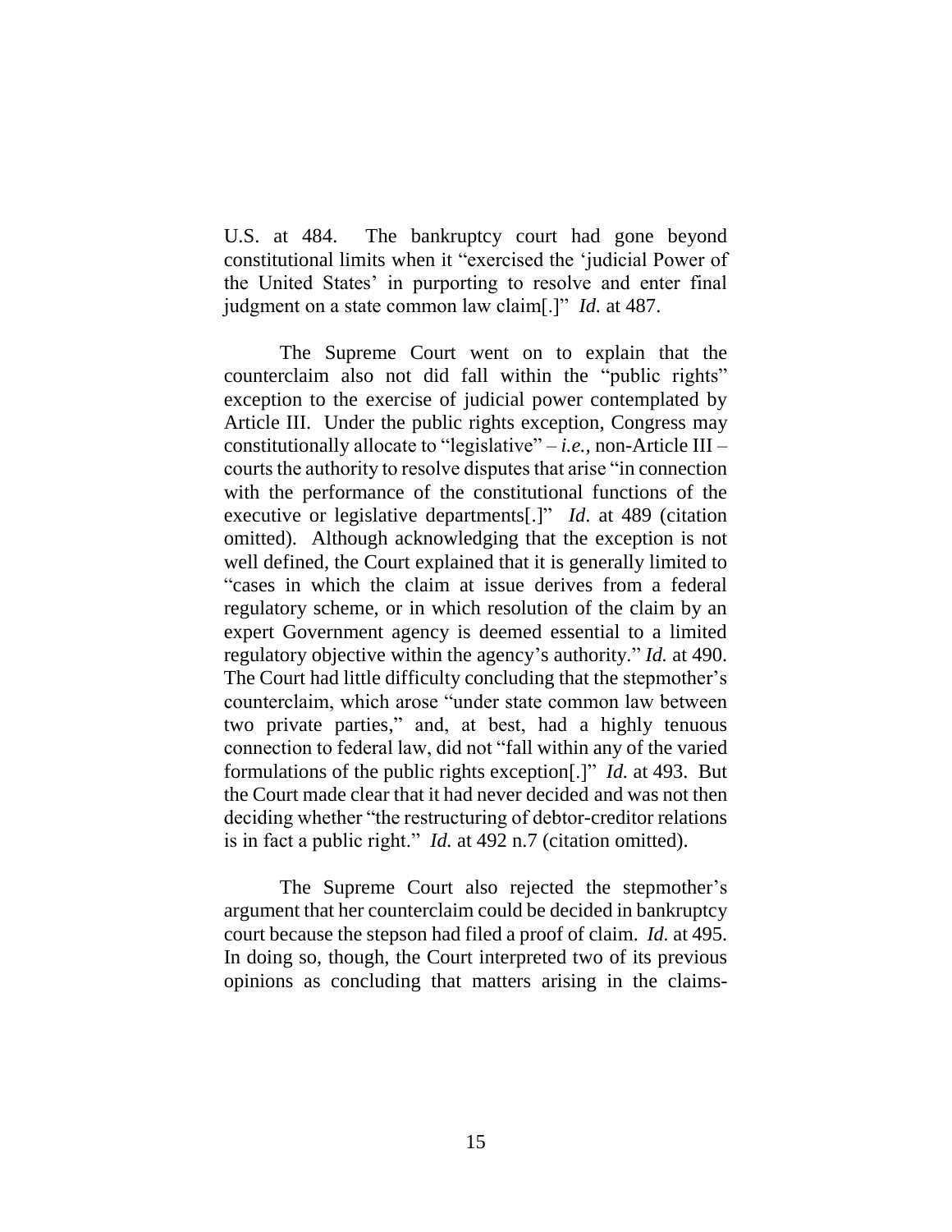U.S. at 484. The bankruptcy court had gone beyond constitutional limits when it "exercised the 'judicial Power of the United States' in purporting to resolve and enter final judgment on a state common law claim[.]" *Id.* at 487.

The Supreme Court went on to explain that the counterclaim also not did fall within the "public rights" exception to the exercise of judicial power contemplated by Article III. Under the public rights exception, Congress may constitutionally allocate to "legislative" – *i.e.*, non-Article III – courts the authority to resolve disputes that arise "in connection with the performance of the constitutional functions of the executive or legislative departments[.]" *Id*. at 489 (citation omitted). Although acknowledging that the exception is not well defined, the Court explained that it is generally limited to "cases in which the claim at issue derives from a federal regulatory scheme, or in which resolution of the claim by an expert Government agency is deemed essential to a limited regulatory objective within the agency's authority." *Id.* at 490. The Court had little difficulty concluding that the stepmother's counterclaim, which arose "under state common law between two private parties," and, at best, had a highly tenuous connection to federal law, did not "fall within any of the varied formulations of the public rights exception[.]" *Id.* at 493. But the Court made clear that it had never decided and was not then deciding whether "the restructuring of debtor-creditor relations is in fact a public right." *Id.* at 492 n.7 (citation omitted).

The Supreme Court also rejected the stepmother's argument that her counterclaim could be decided in bankruptcy court because the stepson had filed a proof of claim. *Id.* at 495. In doing so, though, the Court interpreted two of its previous opinions as concluding that matters arising in the claims-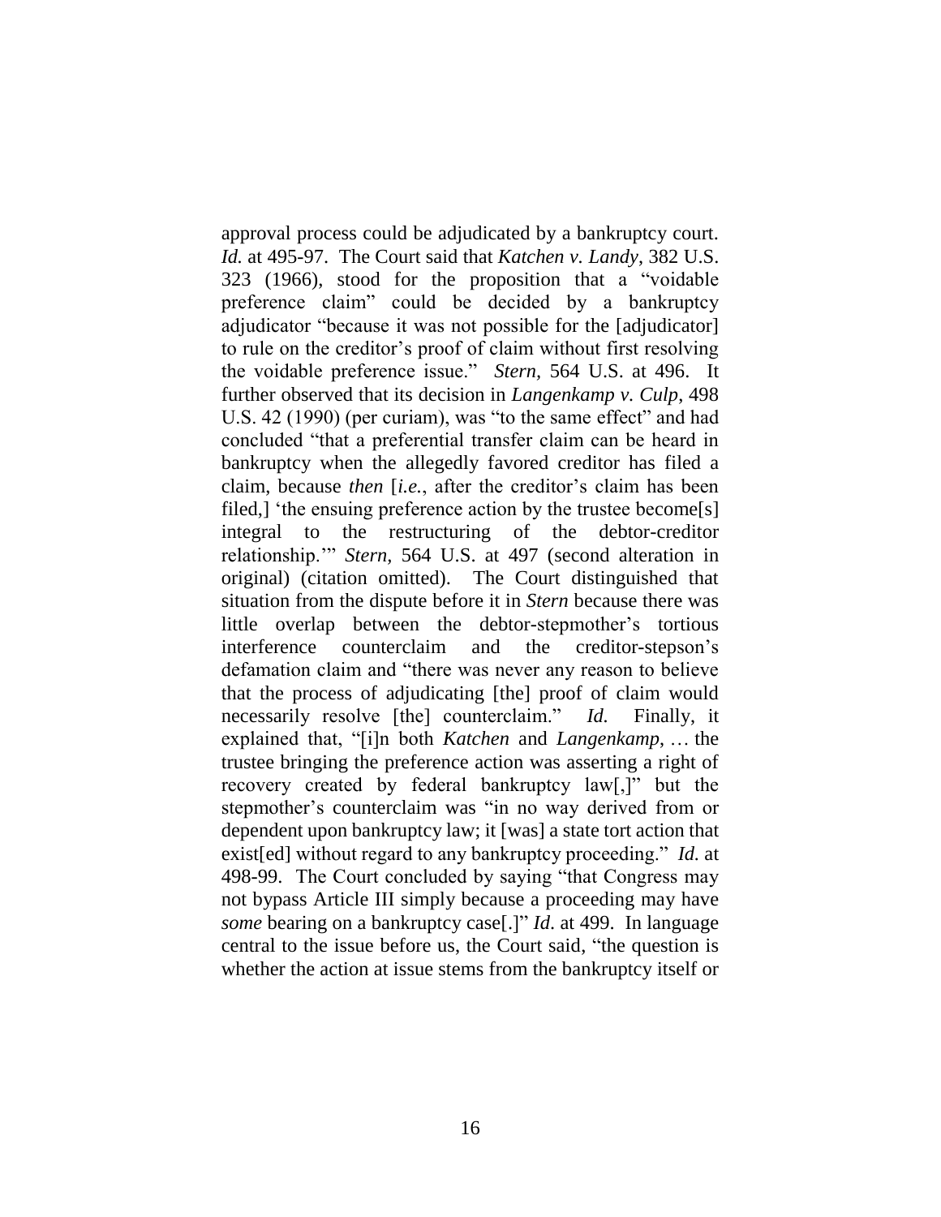approval process could be adjudicated by a bankruptcy court. *Id.* at 495-97. The Court said that *Katchen v. Landy*, 382 U.S. 323 (1966), stood for the proposition that a "voidable preference claim" could be decided by a bankruptcy adjudicator "because it was not possible for the [adjudicator] to rule on the creditor's proof of claim without first resolving the voidable preference issue." *Stern,* 564 U.S. at 496. It further observed that its decision in *Langenkamp v. Culp*, 498 U.S. 42 (1990) (per curiam), was "to the same effect" and had concluded "that a preferential transfer claim can be heard in bankruptcy when the allegedly favored creditor has filed a claim, because *then* [*i.e.*, after the creditor's claim has been filed,] 'the ensuing preference action by the trustee become[s] integral to the restructuring of the debtor-creditor relationship.'" *Stern,* 564 U.S. at 497 (second alteration in original) (citation omitted). The Court distinguished that situation from the dispute before it in *Stern* because there was little overlap between the debtor-stepmother's tortious interference counterclaim and the creditor-stepson's defamation claim and "there was never any reason to believe that the process of adjudicating [the] proof of claim would necessarily resolve [the] counterclaim." *Id.* Finally, it explained that, "[i]n both *Katchen* and *Langenkamp*, … the trustee bringing the preference action was asserting a right of recovery created by federal bankruptcy law[,]" but the stepmother's counterclaim was "in no way derived from or dependent upon bankruptcy law; it [was] a state tort action that exist[ed] without regard to any bankruptcy proceeding." *Id.* at 498-99. The Court concluded by saying "that Congress may not bypass Article III simply because a proceeding may have *some* bearing on a bankruptcy case[.]" *Id*. at 499. In language central to the issue before us, the Court said, "the question is whether the action at issue stems from the bankruptcy itself or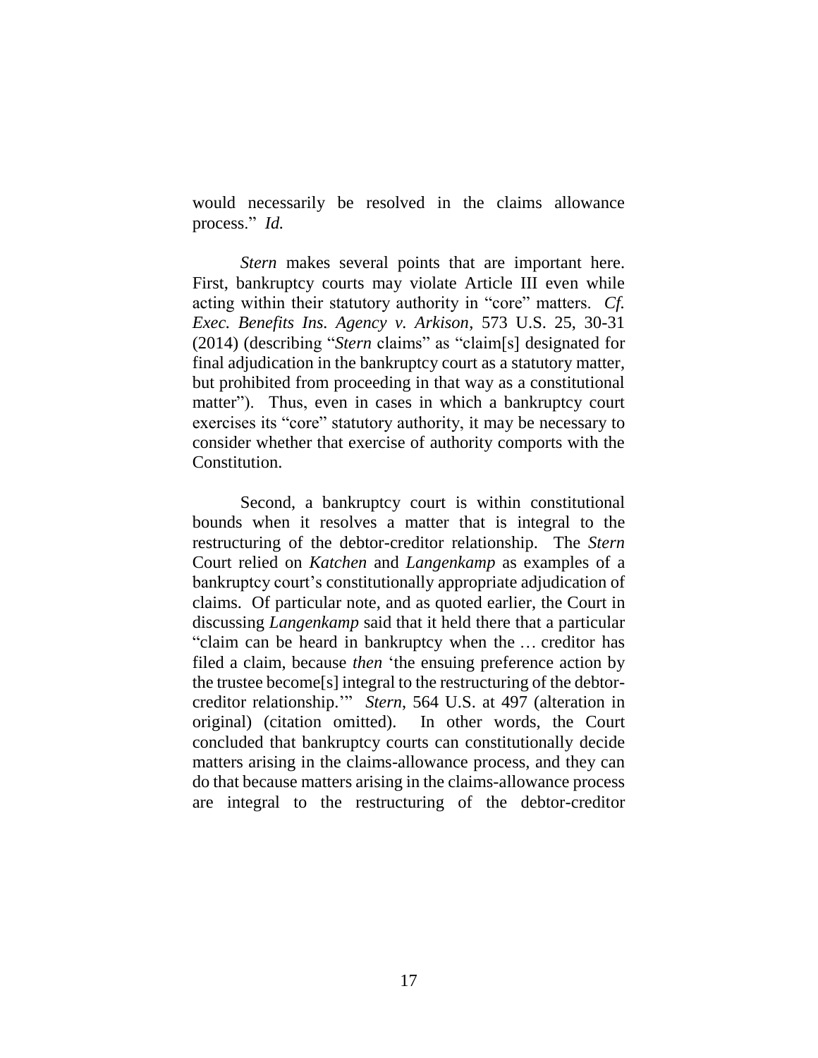would necessarily be resolved in the claims allowance process." *Id.*

*Stern* makes several points that are important here. First, bankruptcy courts may violate Article III even while acting within their statutory authority in "core" matters. *Cf. Exec. Benefits Ins. Agency v. Arkison*, 573 U.S. 25, 30-31 (2014) (describing "*Stern* claims" as "claim[s] designated for final adjudication in the bankruptcy court as a statutory matter, but prohibited from proceeding in that way as a constitutional matter"). Thus, even in cases in which a bankruptcy court exercises its "core" statutory authority, it may be necessary to consider whether that exercise of authority comports with the Constitution.

Second, a bankruptcy court is within constitutional bounds when it resolves a matter that is integral to the restructuring of the debtor-creditor relationship. The *Stern* Court relied on *Katchen* and *Langenkamp* as examples of a bankruptcy court's constitutionally appropriate adjudication of claims. Of particular note, and as quoted earlier, the Court in discussing *Langenkamp* said that it held there that a particular "claim can be heard in bankruptcy when the … creditor has filed a claim, because *then* 'the ensuing preference action by the trustee become[s] integral to the restructuring of the debtor-creditor relationship.'" *Stern*, 564 U.S. at 497 (alteration in original) (citation omitted). In other words, the Court concluded that bankruptcy courts can constitutionally decide matters arising in the claims-allowance process, and they can do that because matters arising in the claims-allowance process are integral to the restructuring of the debtor-creditor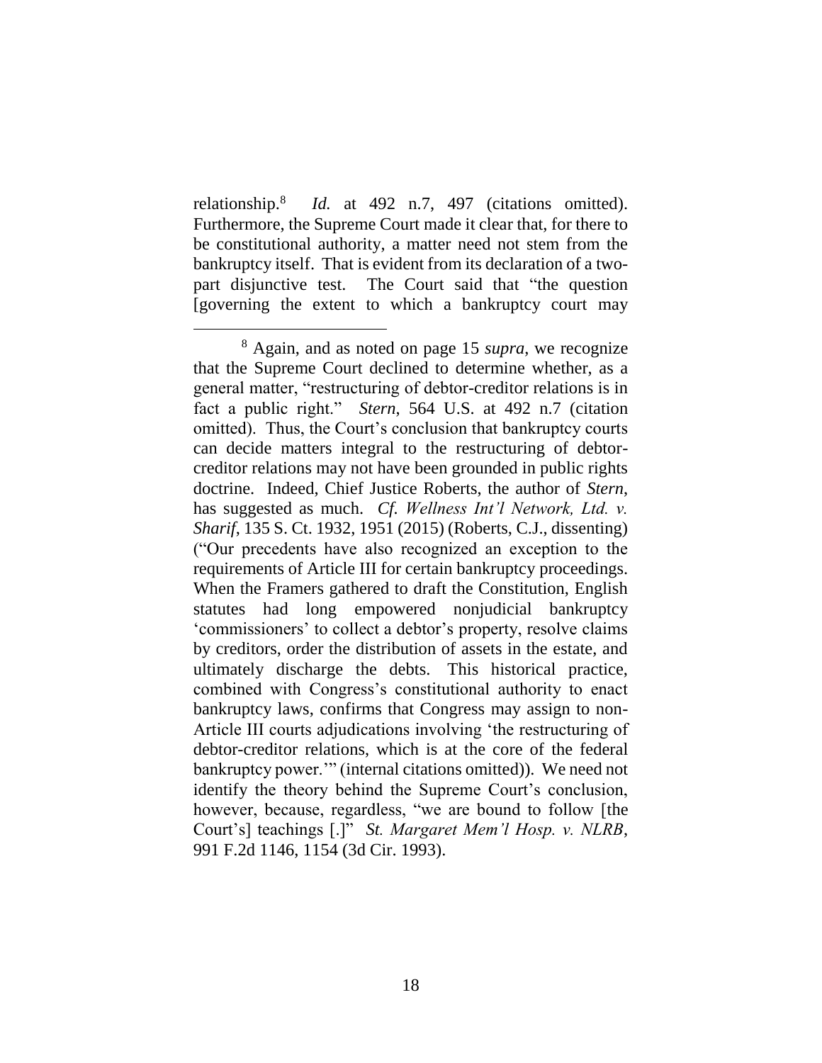relationship.[8] *Id.* at 492 n.7, 497 (citations omitted). Furthermore, the Supreme Court made it clear that, for there to be constitutional authority, a matter need not stem from the bankruptcy itself. That is evident from its declaration of a two-part disjunctive test. The Court said that "the question [governing the extent to which a bankruptcy court may

[8] Again, and as noted on page 15 *supra*, we recognize that the Supreme Court declined to determine whether, as a general matter, "restructuring of debtor-creditor relations is in fact a public right." *Stern*, 564 U.S. at 492 n.7 (citation omitted). Thus, the Court's conclusion that bankruptcy courts can decide matters integral to the restructuring of debtor-creditor relations may not have been grounded in public rights doctrine. Indeed, Chief Justice Roberts, the author of *Stern*, has suggested as much. *Cf. Wellness Int'l Network, Ltd. v. Sharif*, 135 S. Ct. 1932, 1951 (2015) (Roberts, C.J., dissenting) ("Our precedents have also recognized an exception to the requirements of Article III for certain bankruptcy proceedings. When the Framers gathered to draft the Constitution, English statutes had long empowered nonjudicial bankruptcy 'commissioners' to collect a debtor's property, resolve claims by creditors, order the distribution of assets in the estate, and ultimately discharge the debts. This historical practice, combined with Congress's constitutional authority to enact bankruptcy laws, confirms that Congress may assign to non-Article III courts adjudications involving 'the restructuring of debtor-creditor relations, which is at the core of the federal bankruptcy power.'" (internal citations omitted)). We need not identify the theory behind the Supreme Court's conclusion, however, because, regardless, "we are bound to follow [the Court's] teachings [.]" *St. Margaret Mem'l Hosp. v. NLRB*, 991 F.2d 1146, 1154 (3d Cir. 1993).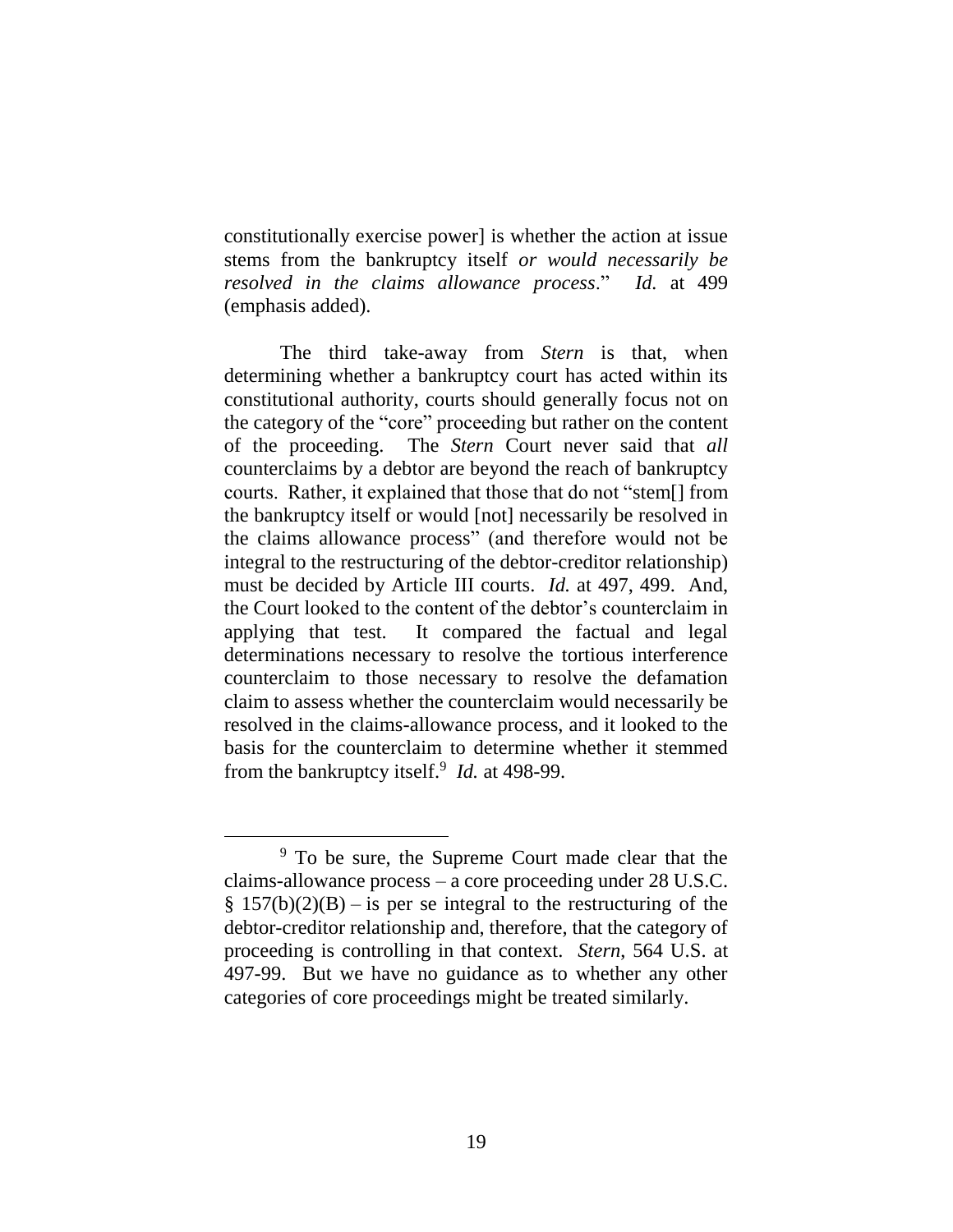constitutionally exercise power] is whether the action at issue stems from the bankruptcy itself *or would necessarily be resolved in the claims allowance process*." *Id.* at 499 (emphasis added).

The third take-away from *Stern* is that, when determining whether a bankruptcy court has acted within its constitutional authority, courts should generally focus not on the category of the "core" proceeding but rather on the content of the proceeding. The *Stern* Court never said that *all* counterclaims by a debtor are beyond the reach of bankruptcy courts. Rather, it explained that those that do not "stem[] from the bankruptcy itself or would [not] necessarily be resolved in the claims allowance process" (and therefore would not be integral to the restructuring of the debtor-creditor relationship) must be decided by Article III courts. *Id.* at 497, 499. And, the Court looked to the content of the debtor's counterclaim in applying that test. It compared the factual and legal determinations necessary to resolve the tortious interference counterclaim to those necessary to resolve the defamation claim to assess whether the counterclaim would necessarily be resolved in the claims-allowance process, and it looked to the basis for the counterclaim to determine whether it stemmed from the bankruptcy itself.[9] *Id.* at 498-99.

---

[9] To be sure, the Supreme Court made clear that the claims-allowance process – a core proceeding under 28 U.S.C. § 157(b)(2)(B) – is per se integral to the restructuring of the debtor-creditor relationship and, therefore, that the category of proceeding is controlling in that context. *Stern*, 564 U.S. at 497-99. But we have no guidance as to whether any other categories of core proceedings might be treated similarly.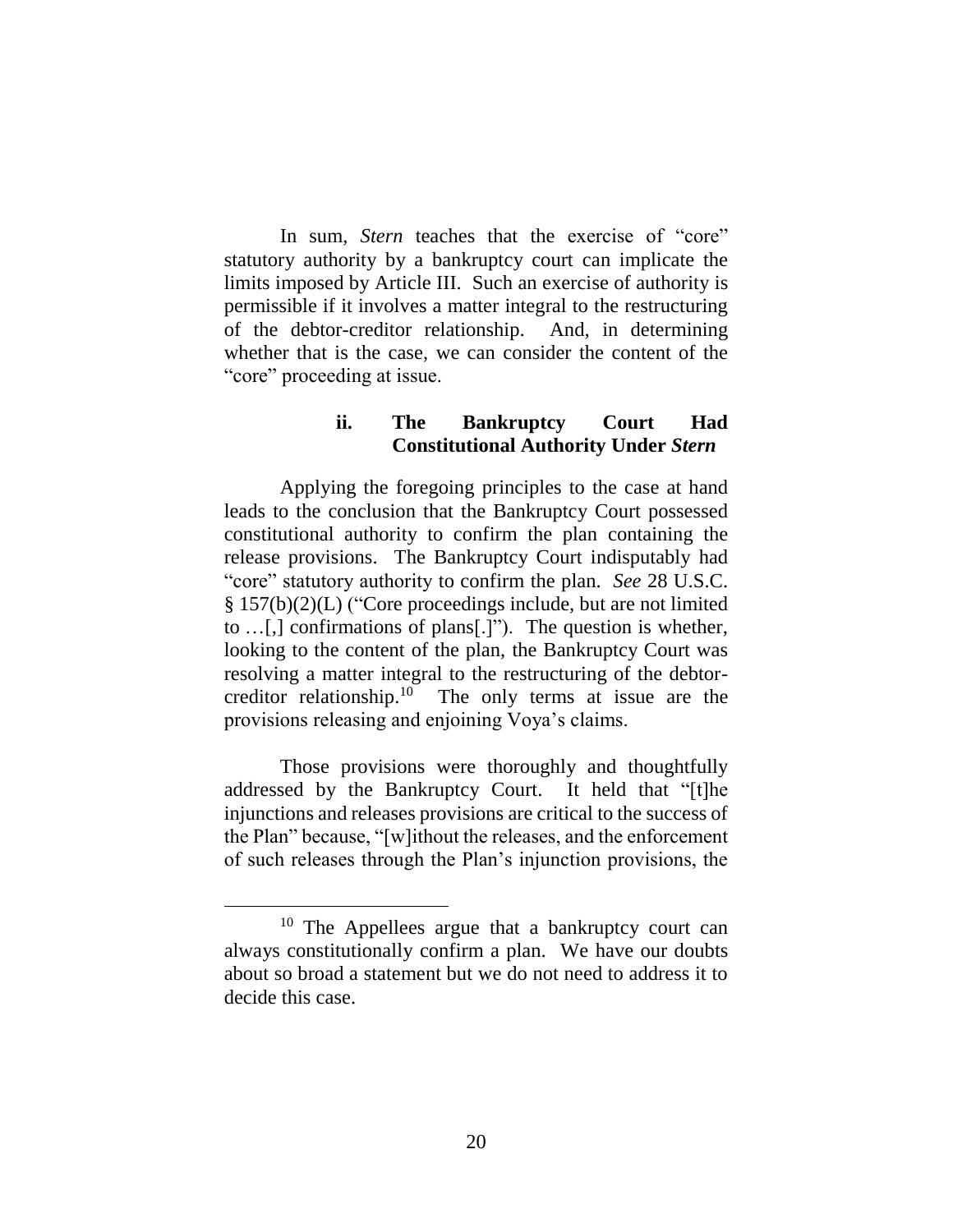In sum, *Stern* teaches that the exercise of "core" statutory authority by a bankruptcy court can implicate the limits imposed by Article III. Such an exercise of authority is permissible if it involves a matter integral to the restructuring of the debtor-creditor relationship. And, in determining whether that is the case, we can consider the content of the "core" proceeding at issue.

### ii. The Bankruptcy Court Had Constitutional Authority Under *Stern*

Applying the foregoing principles to the case at hand leads to the conclusion that the Bankruptcy Court possessed constitutional authority to confirm the plan containing the release provisions. The Bankruptcy Court indisputably had "core" statutory authority to confirm the plan. *See* 28 U.S.C. § 157(b)(2)(L) ("Core proceedings include, but are not limited to …[,] confirmations of plans[.]"). The question is whether, looking to the content of the plan, the Bankruptcy Court was resolving a matter integral to the restructuring of the debtor-creditor relationship.[10] The only terms at issue are the provisions releasing and enjoining Voya's claims.

Those provisions were thoroughly and thoughtfully addressed by the Bankruptcy Court. It held that "[t]he injunctions and releases provisions are critical to the success of the Plan" because, "[w]ithout the releases, and the enforcement of such releases through the Plan's injunction provisions, the

---

[10] The Appellees argue that a bankruptcy court can always constitutionally confirm a plan. We have our doubts about so broad a statement but we do not need to address it to decide this case.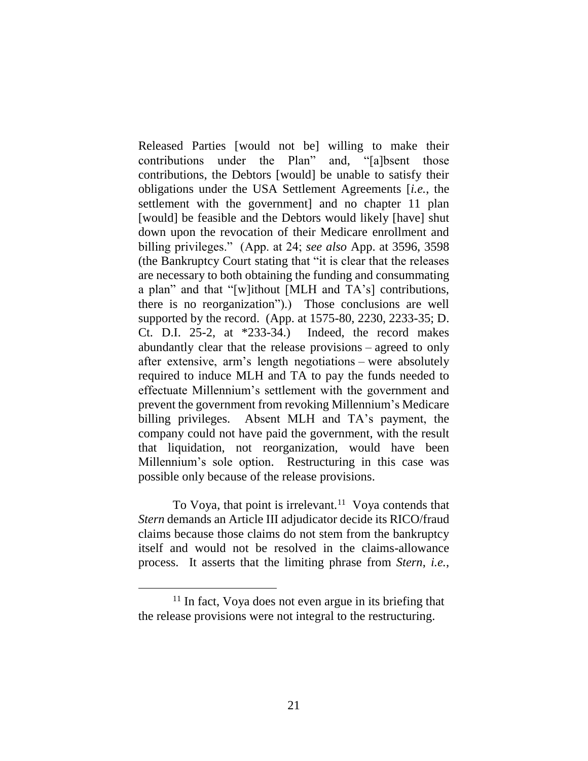Released Parties [would not be] willing to make their contributions under the Plan" and, "[a]bsent those contributions, the Debtors [would] be unable to satisfy their obligations under the USA Settlement Agreements [*i.e.*, the settlement with the government] and no chapter 11 plan [would] be feasible and the Debtors would likely [have] shut down upon the revocation of their Medicare enrollment and billing privileges." (App. at 24; *see also* App. at 3596, 3598 (the Bankruptcy Court stating that "it is clear that the releases are necessary to both obtaining the funding and consummating a plan" and that "[w]ithout [MLH and TA's] contributions, there is no reorganization").) Those conclusions are well supported by the record. (App. at 1575-80, 2230, 2233-35; D. Ct. D.I. 25-2, at *233-34.) Indeed, the record makes abundantly clear that the release provisions – agreed to only after extensive, arm's length negotiations – were absolutely required to induce MLH and TA to pay the funds needed to effectuate Millennium's settlement with the government and prevent the government from revoking Millennium's Medicare billing privileges. Absent MLH and TA's payment, the company could not have paid the government, with the result that liquidation, not reorganization, would have been Millennium's sole option. Restructuring in this case was possible only because of the release provisions.

To Voya, that point is irrelevant.[11] Voya contends that *Stern* demands an Article III adjudicator decide its RICO/fraud claims because those claims do not stem from the bankruptcy itself and would not be resolved in the claims-allowance process. It asserts that the limiting phrase from *Stern*, *i.e.*,

---

[11] In fact, Voya does not even argue in its briefing that the release provisions were not integral to the restructuring.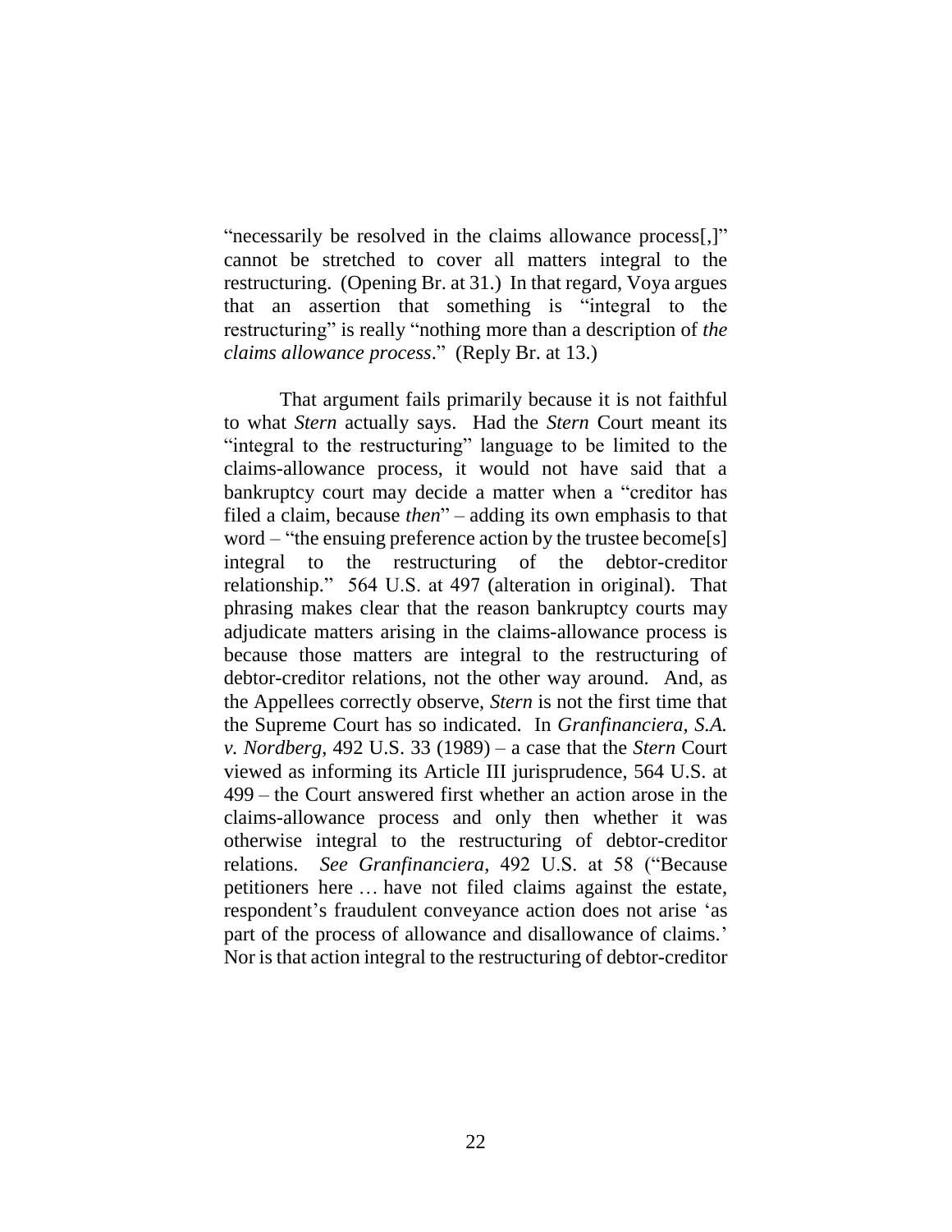"necessarily be resolved in the claims allowance process[,]" cannot be stretched to cover all matters integral to the restructuring. (Opening Br. at 31.) In that regard, Voya argues that an assertion that something is "integral to the restructuring" is really "nothing more than a description of *the claims allowance process*." (Reply Br. at 13.)

That argument fails primarily because it is not faithful to what *Stern* actually says. Had the *Stern* Court meant its "integral to the restructuring" language to be limited to the claims-allowance process, it would not have said that a bankruptcy court may decide a matter when a "creditor has filed a claim, because *then*" – adding its own emphasis to that word – "the ensuing preference action by the trustee become[s] integral to the restructuring of the debtor-creditor relationship." 564 U.S. at 497 (alteration in original). That phrasing makes clear that the reason bankruptcy courts may adjudicate matters arising in the claims-allowance process is because those matters are integral to the restructuring of debtor-creditor relations, not the other way around. And, as the Appellees correctly observe, *Stern* is not the first time that the Supreme Court has so indicated. In *Granfinanciera, S.A. v. Nordberg*, 492 U.S. 33 (1989) – a case that the *Stern* Court viewed as informing its Article III jurisprudence, 564 U.S. at 499 – the Court answered first whether an action arose in the claims-allowance process and only then whether it was otherwise integral to the restructuring of debtor-creditor relations. *See Granfinanciera*, 492 U.S. at 58 ("Because petitioners here … have not filed claims against the estate, respondent's fraudulent conveyance action does not arise 'as part of the process of allowance and disallowance of claims.' Nor is that action integral to the restructuring of debtor-creditor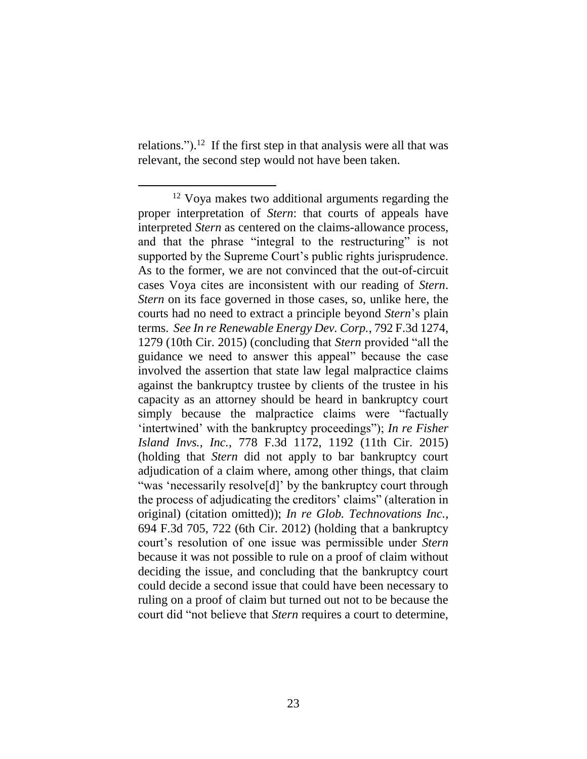relations.").[12] If the first step in that analysis were all that was relevant, the second step would not have been taken.

---

[12] Voya makes two additional arguments regarding the proper interpretation of *Stern*: that courts of appeals have interpreted *Stern* as centered on the claims-allowance process, and that the phrase "integral to the restructuring" is not supported by the Supreme Court's public rights jurisprudence. As to the former, we are not convinced that the out-of-circuit cases Voya cites are inconsistent with our reading of *Stern*. *Stern* on its face governed in those cases, so, unlike here, the courts had no need to extract a principle beyond *Stern*'s plain terms. *See In re Renewable Energy Dev. Corp.*, 792 F.3d 1274, 1279 (10th Cir. 2015) (concluding that *Stern* provided "all the guidance we need to answer this appeal" because the case involved the assertion that state law legal malpractice claims against the bankruptcy trustee by clients of the trustee in his capacity as an attorney should be heard in bankruptcy court simply because the malpractice claims were "factually 'intertwined' with the bankruptcy proceedings"); *In re Fisher Island Invs., Inc.*, 778 F.3d 1172, 1192 (11th Cir. 2015) (holding that *Stern* did not apply to bar bankruptcy court adjudication of a claim where, among other things, that claim "was 'necessarily resolve[d]' by the bankruptcy court through the process of adjudicating the creditors' claims" (alteration in original) (citation omitted)); *In re Glob. Technovations Inc.*, 694 F.3d 705, 722 (6th Cir. 2012) (holding that a bankruptcy court's resolution of one issue was permissible under *Stern* because it was not possible to rule on a proof of claim without deciding the issue, and concluding that the bankruptcy court could decide a second issue that could have been necessary to ruling on a proof of claim but turned out not to be because the court did "not believe that *Stern* requires a court to determine,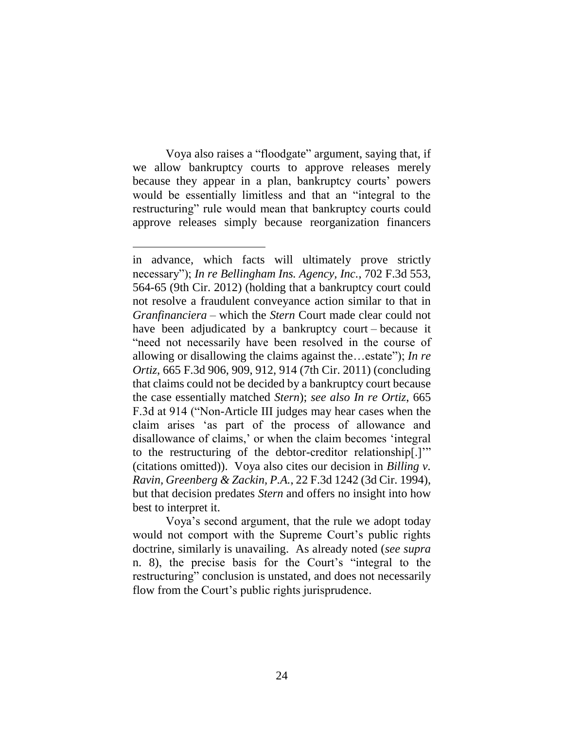Voya also raises a "floodgate" argument, saying that, if we allow bankruptcy courts to approve releases merely because they appear in a plan, bankruptcy courts' powers would be essentially limitless and that an "integral to the restructuring" rule would mean that bankruptcy courts could approve releases simply because reorganization financers

---

in advance, which facts will ultimately prove strictly necessary"); *In re Bellingham Ins. Agency, Inc.*, 702 F.3d 553, 564-65 (9th Cir. 2012) (holding that a bankruptcy court could not resolve a fraudulent conveyance action similar to that in *Granfinanciera* – which the *Stern* Court made clear could not have been adjudicated by a bankruptcy court – because it "need not necessarily have been resolved in the course of allowing or disallowing the claims against the…estate"); *In re Ortiz*, 665 F.3d 906, 909, 912, 914 (7th Cir. 2011) (concluding that claims could not be decided by a bankruptcy court because the case essentially matched *Stern*); *see also In re Ortiz*, 665 F.3d at 914 ("Non-Article III judges may hear cases when the claim arises 'as part of the process of allowance and disallowance of claims,' or when the claim becomes 'integral to the restructuring of the debtor-creditor relationship[.]'" (citations omitted)). Voya also cites our decision in *Billing v. Ravin, Greenberg & Zackin, P.A.*, 22 F.3d 1242 (3d Cir. 1994), but that decision predates *Stern* and offers no insight into how best to interpret it.

Voya's second argument, that the rule we adopt today would not comport with the Supreme Court's public rights doctrine, similarly is unavailing. As already noted (*see supra* n. 8), the precise basis for the Court's "integral to the restructuring" conclusion is unstated, and does not necessarily flow from the Court's public rights jurisprudence.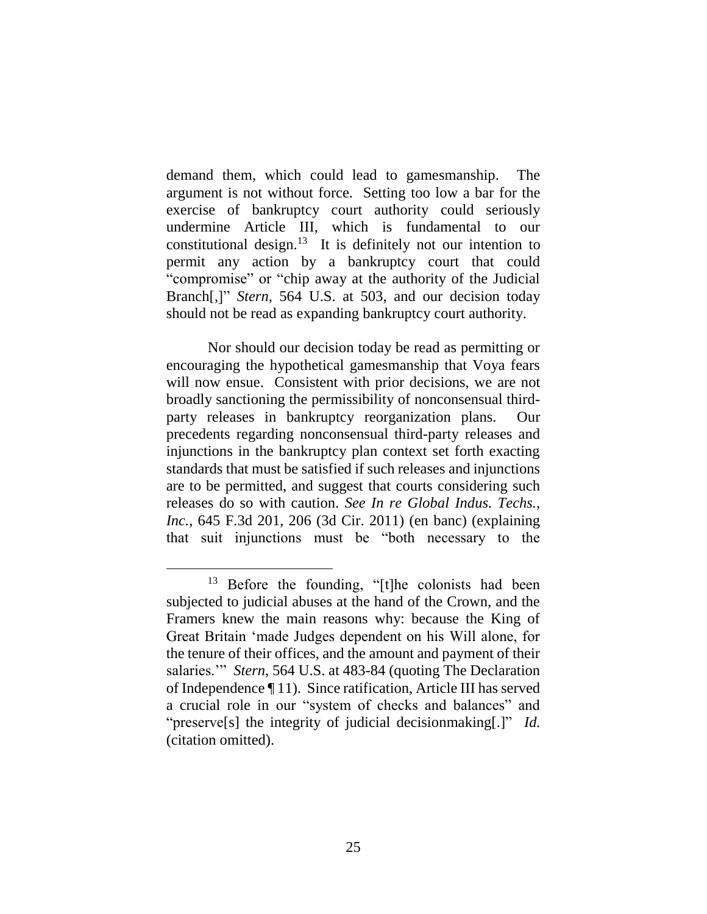demand them, which could lead to gamesmanship. The argument is not without force. Setting too low a bar for the exercise of bankruptcy court authority could seriously undermine Article III, which is fundamental to our constitutional design.[13] It is definitely not our intention to permit any action by a bankruptcy court that could "compromise" or "chip away at the authority of the Judicial Branch[,]" *Stern*, 564 U.S. at 503, and our decision today should not be read as expanding bankruptcy court authority.

Nor should our decision today be read as permitting or encouraging the hypothetical gamesmanship that Voya fears will now ensue. Consistent with prior decisions, we are not broadly sanctioning the permissibility of nonconsensual third-party releases in bankruptcy reorganization plans. Our precedents regarding nonconsensual third-party releases and injunctions in the bankruptcy plan context set forth exacting standards that must be satisfied if such releases and injunctions are to be permitted, and suggest that courts considering such releases do so with caution. *See In re Global Indus. Techs., Inc.*, 645 F.3d 201, 206 (3d Cir. 2011) (en banc) (explaining that suit injunctions must be "both necessary to the

[13] Before the founding, "[t]he colonists had been subjected to judicial abuses at the hand of the Crown, and the Framers knew the main reasons why: because the King of Great Britain 'made Judges dependent on his Will alone, for the tenure of their offices, and the amount and payment of their salaries.'" *Stern*, 564 U.S. at 483-84 (quoting The Declaration of Independence ¶ 11). Since ratification, Article III has served a crucial role in our "system of checks and balances" and "preserve[s] the integrity of judicial decisionmaking[.]" *Id.* (citation omitted).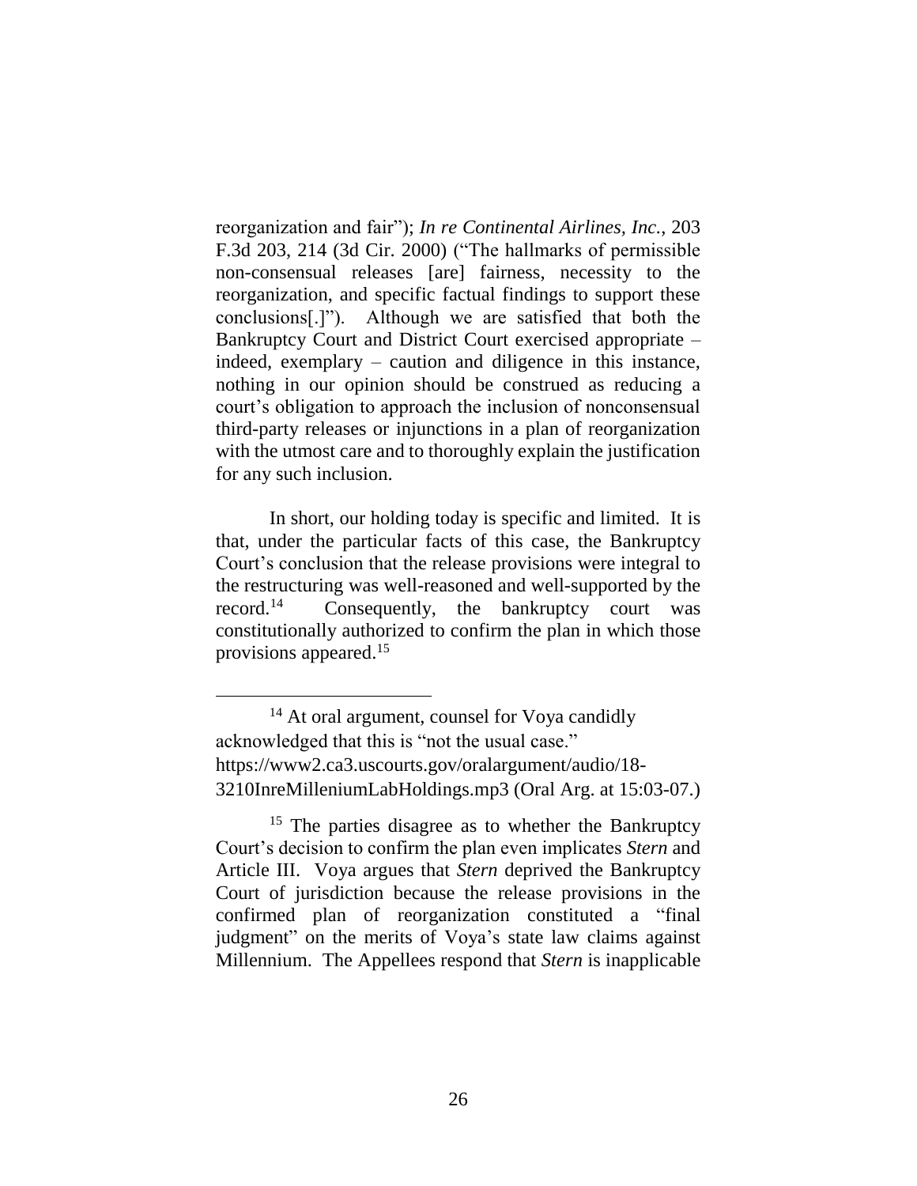reorganization and fair"); *In re Continental Airlines, Inc.*, 203 F.3d 203, 214 (3d Cir. 2000) ("The hallmarks of permissible non-consensual releases [are] fairness, necessity to the reorganization, and specific factual findings to support these conclusions[.]"). Although we are satisfied that both the Bankruptcy Court and District Court exercised appropriate – indeed, exemplary – caution and diligence in this instance, nothing in our opinion should be construed as reducing a court's obligation to approach the inclusion of nonconsensual third-party releases or injunctions in a plan of reorganization with the utmost care and to thoroughly explain the justification for any such inclusion.

In short, our holding today is specific and limited. It is that, under the particular facts of this case, the Bankruptcy Court's conclusion that the release provisions were integral to the restructuring was well-reasoned and well-supported by the record.[14] Consequently, the bankruptcy court was constitutionally authorized to confirm the plan in which those provisions appeared.[15]

---

[14] At oral argument, counsel for Voya candidly acknowledged that this is "not the usual case." https://www2.ca3.uscourts.gov/oralargument/audio/18-3210InreMilleniumLabHoldings.mp3 (Oral Arg. at 15:03-07.)

[15] The parties disagree as to whether the Bankruptcy Court's decision to confirm the plan even implicates *Stern* and Article III. Voya argues that *Stern* deprived the Bankruptcy Court of jurisdiction because the release provisions in the confirmed plan of reorganization constituted a "final judgment" on the merits of Voya's state law claims against Millennium. The Appellees respond that *Stern* is inapplicable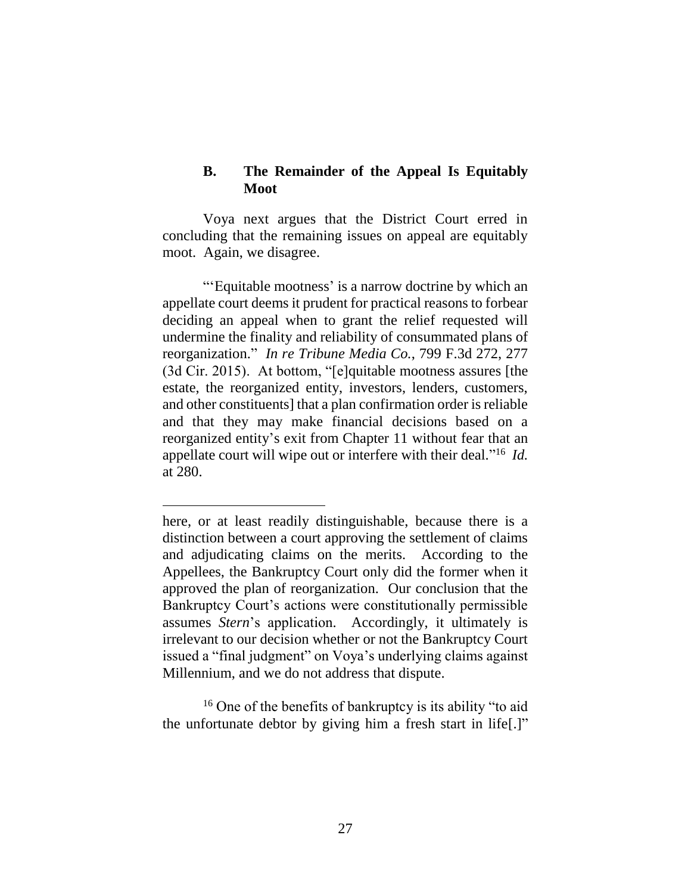### B. The Remainder of the Appeal Is Equitably Moot

Voya next argues that the District Court erred in concluding that the remaining issues on appeal are equitably moot. Again, we disagree.

"'Equitable mootness' is a narrow doctrine by which an appellate court deems it prudent for practical reasons to forbear deciding an appeal when to grant the relief requested will undermine the finality and reliability of consummated plans of reorganization." *In re Tribune Media Co.*, 799 F.3d 272, 277 (3d Cir. 2015). At bottom, "[e]quitable mootness assures [the estate, the reorganized entity, investors, lenders, customers, and other constituents] that a plan confirmation order is reliable and that they may make financial decisions based on a reorganized entity's exit from Chapter 11 without fear that an appellate court will wipe out or interfere with their deal."[16] *Id.* at 280.

---

here, or at least readily distinguishable, because there is a distinction between a court approving the settlement of claims and adjudicating claims on the merits. According to the Appellees, the Bankruptcy Court only did the former when it approved the plan of reorganization. Our conclusion that the Bankruptcy Court's actions were constitutionally permissible assumes *Stern*'s application. Accordingly, it ultimately is irrelevant to our decision whether or not the Bankruptcy Court issued a "final judgment" on Voya's underlying claims against Millennium, and we do not address that dispute.

[16] One of the benefits of bankruptcy is its ability "to aid the unfortunate debtor by giving him a fresh start in life[.]"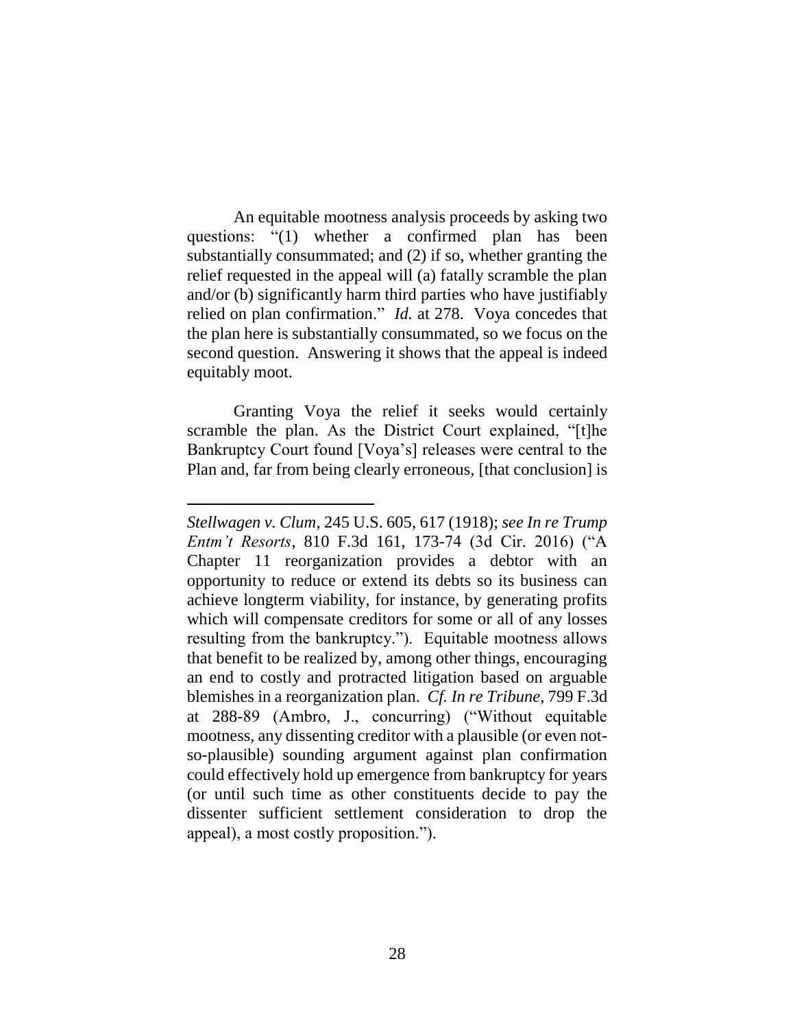An equitable mootness analysis proceeds by asking two questions: "(1) whether a confirmed plan has been substantially consummated; and (2) if so, whether granting the relief requested in the appeal will (a) fatally scramble the plan and/or (b) significantly harm third parties who have justifiably relied on plan confirmation." *Id.* at 278. Voya concedes that the plan here is substantially consummated, so we focus on the second question. Answering it shows that the appeal is indeed equitably moot.

Granting Voya the relief it seeks would certainly scramble the plan. As the District Court explained, "[t]he Bankruptcy Court found [Voya's] releases were central to the Plan and, far from being clearly erroneous, [that conclusion] is

---

*Stellwagen v. Clum*, 245 U.S. 605, 617 (1918); *see In re Trump Entm't Resorts*, 810 F.3d 161, 173-74 (3d Cir. 2016) ("A Chapter 11 reorganization provides a debtor with an opportunity to reduce or extend its debts so its business can achieve longterm viability, for instance, by generating profits which will compensate creditors for some or all of any losses resulting from the bankruptcy."). Equitable mootness allows that benefit to be realized by, among other things, encouraging an end to costly and protracted litigation based on arguable blemishes in a reorganization plan. *Cf. In re Tribune*, 799 F.3d at 288-89 (Ambro, J., concurring) ("Without equitable mootness, any dissenting creditor with a plausible (or even not-so-plausible) sounding argument against plan confirmation could effectively hold up emergence from bankruptcy for years (or until such time as other constituents decide to pay the dissenter sufficient settlement consideration to drop the appeal), a most costly proposition.").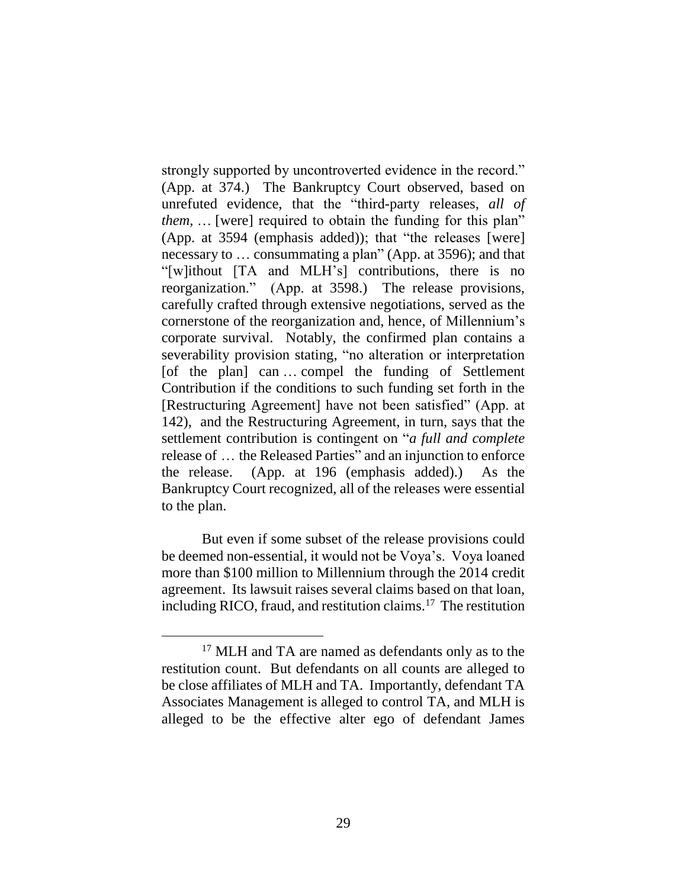strongly supported by uncontroverted evidence in the record." (App. at 374.) The Bankruptcy Court observed, based on unrefuted evidence, that the "third-party releases, *all of them*, … [were] required to obtain the funding for this plan" (App. at 3594 (emphasis added)); that "the releases [were] necessary to … consummating a plan" (App. at 3596); and that "[w]ithout [TA and MLH's] contributions, there is no reorganization." (App. at 3598.) The release provisions, carefully crafted through extensive negotiations, served as the cornerstone of the reorganization and, hence, of Millennium's corporate survival. Notably, the confirmed plan contains a severability provision stating, "no alteration or interpretation [of the plan] can … compel the funding of Settlement Contribution if the conditions to such funding set forth in the [Restructuring Agreement] have not been satisfied" (App. at 142), and the Restructuring Agreement, in turn, says that the settlement contribution is contingent on "*a full and complete* release of … the Released Parties" and an injunction to enforce the release. (App. at 196 (emphasis added).) As the Bankruptcy Court recognized, all of the releases were essential to the plan.

But even if some subset of the release provisions could be deemed non-essential, it would not be Voya's. Voya loaned more than \$100 million to Millennium through the 2014 credit agreement. Its lawsuit raises several claims based on that loan, including RICO, fraud, and restitution claims.[17] The restitution

[17] MLH and TA are named as defendants only as to the restitution count. But defendants on all counts are alleged to be close affiliates of MLH and TA. Importantly, defendant TA Associates Management is alleged to control TA, and MLH is alleged to be the effective alter ego of defendant James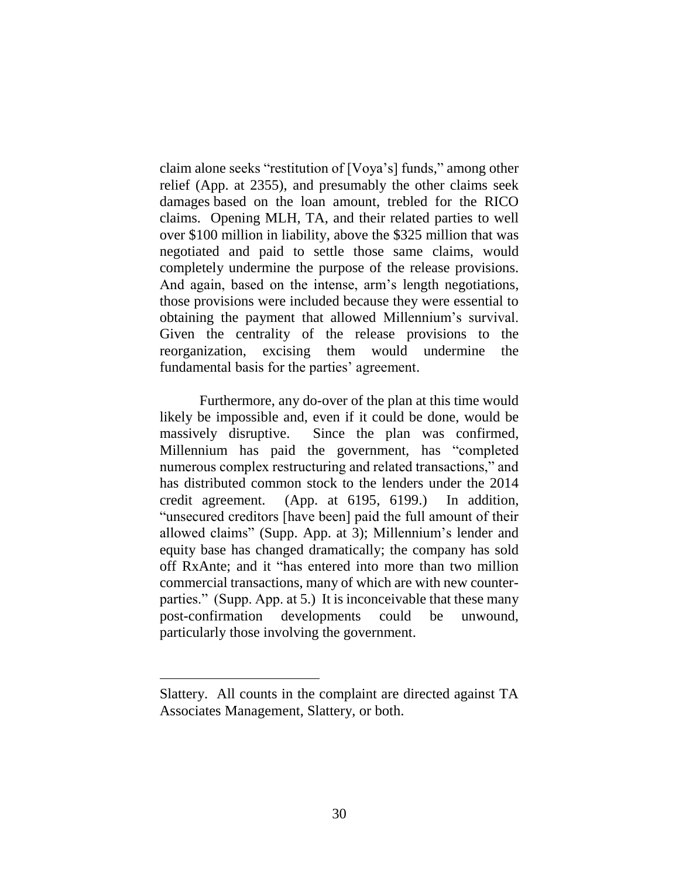claim alone seeks "restitution of [Voya's] funds," among other relief (App. at 2355), and presumably the other claims seek damages based on the loan amount, trebled for the RICO claims. Opening MLH, TA, and their related parties to well over $100 million in liability, above the $325 million that was negotiated and paid to settle those same claims, would completely undermine the purpose of the release provisions. And again, based on the intense, arm's length negotiations, those provisions were included because they were essential to obtaining the payment that allowed Millennium's survival. Given the centrality of the release provisions to the reorganization, excising them would undermine the fundamental basis for the parties' agreement.

Furthermore, any do-over of the plan at this time would likely be impossible and, even if it could be done, would be massively disruptive. Since the plan was confirmed, Millennium has paid the government, has "completed numerous complex restructuring and related transactions," and has distributed common stock to the lenders under the 2014 credit agreement. (App. at 6195, 6199.) In addition, "unsecured creditors [have been] paid the full amount of their allowed claims" (Supp. App. at 3); Millennium's lender and equity base has changed dramatically; the company has sold off RxAnte; and it "has entered into more than two million commercial transactions, many of which are with new counter-parties." (Supp. App. at 5.) It is inconceivable that these many post-confirmation developments could be unwound, particularly those involving the government.

---

Slattery. All counts in the complaint are directed against TA Associates Management, Slattery, or both.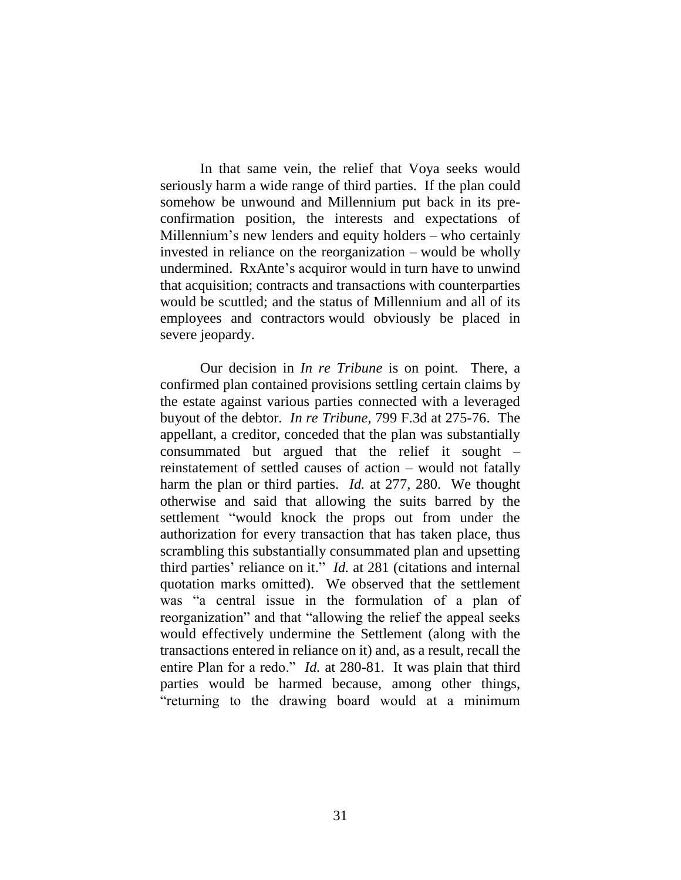In that same vein, the relief that Voya seeks would seriously harm a wide range of third parties. If the plan could somehow be unwound and Millennium put back in its pre-confirmation position, the interests and expectations of Millennium's new lenders and equity holders – who certainly invested in reliance on the reorganization – would be wholly undermined. RxAnte's acquiror would in turn have to unwind that acquisition; contracts and transactions with counterparties would be scuttled; and the status of Millennium and all of its employees and contractors would obviously be placed in severe jeopardy.

Our decision in *In re Tribune* is on point. There, a confirmed plan contained provisions settling certain claims by the estate against various parties connected with a leveraged buyout of the debtor. *In re Tribune*, 799 F.3d at 275-76. The appellant, a creditor, conceded that the plan was substantially consummated but argued that the relief it sought – reinstatement of settled causes of action – would not fatally harm the plan or third parties. *Id.* at 277, 280. We thought otherwise and said that allowing the suits barred by the settlement "would knock the props out from under the authorization for every transaction that has taken place, thus scrambling this substantially consummated plan and upsetting third parties' reliance on it." *Id.* at 281 (citations and internal quotation marks omitted). We observed that the settlement was "a central issue in the formulation of a plan of reorganization" and that "allowing the relief the appeal seeks would effectively undermine the Settlement (along with the transactions entered in reliance on it) and, as a result, recall the entire Plan for a redo." *Id.* at 280-81. It was plain that third parties would be harmed because, among other things, "returning to the drawing board would at a minimum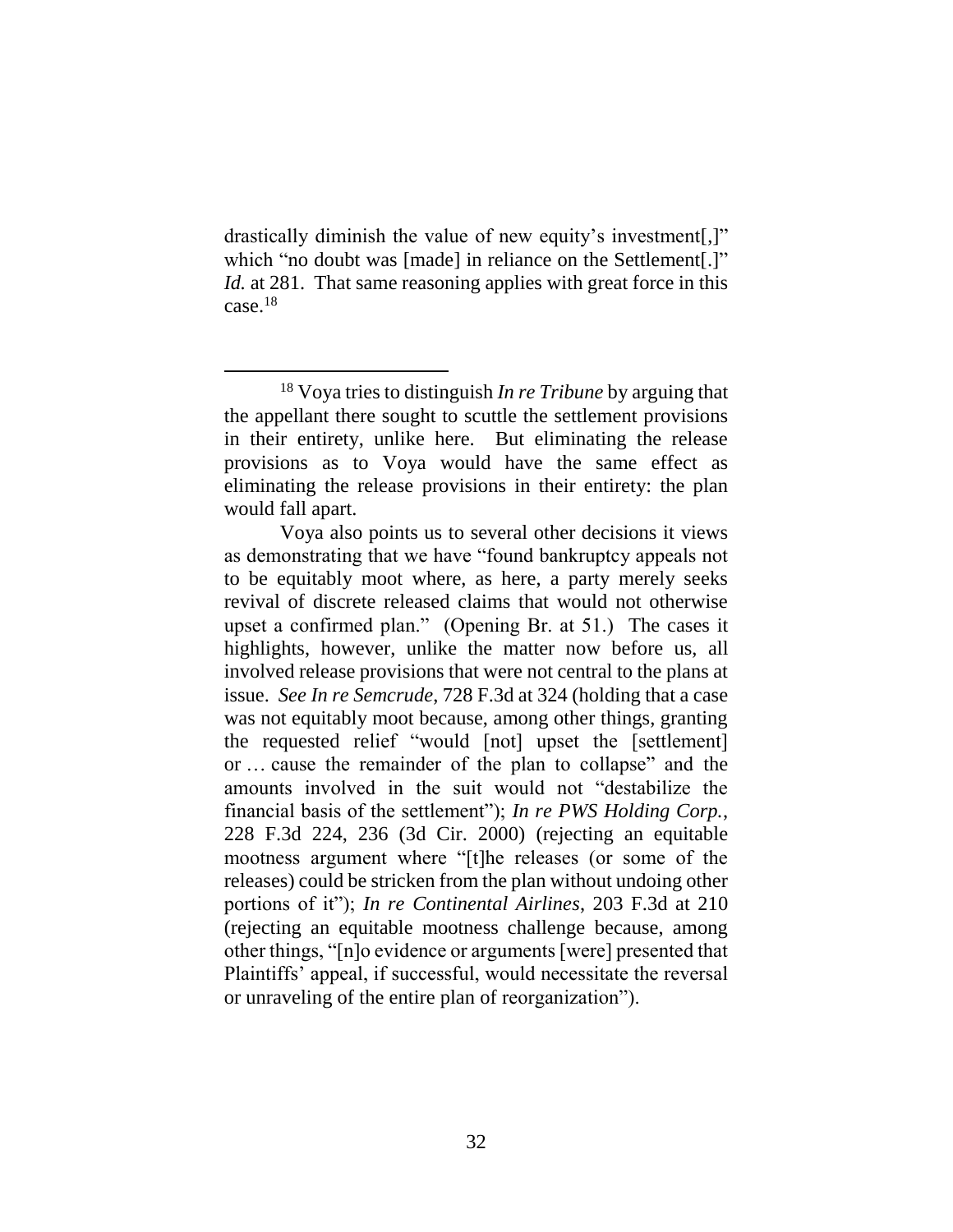drastically diminish the value of new equity's investment[,]" which "no doubt was [made] in reliance on the Settlement[.]" *Id.* at 281. That same reasoning applies with great force in this case.[18]

---

[18] Voya tries to distinguish *In re Tribune* by arguing that the appellant there sought to scuttle the settlement provisions in their entirety, unlike here. But eliminating the release provisions as to Voya would have the same effect as eliminating the release provisions in their entirety: the plan would fall apart.

Voya also points us to several other decisions it views as demonstrating that we have "found bankruptcy appeals not to be equitably moot where, as here, a party merely seeks revival of discrete released claims that would not otherwise upset a confirmed plan." (Opening Br. at 51.) The cases it highlights, however, unlike the matter now before us, all involved release provisions that were not central to the plans at issue. *See In re Semcrude*, 728 F.3d at 324 (holding that a case was not equitably moot because, among other things, granting the requested relief "would [not] upset the [settlement] or … cause the remainder of the plan to collapse" and the amounts involved in the suit would not "destabilize the financial basis of the settlement"); *In re PWS Holding Corp.*, 228 F.3d 224, 236 (3d Cir. 2000) (rejecting an equitable mootness argument where "[t]he releases (or some of the releases) could be stricken from the plan without undoing other portions of it"); *In re Continental Airlines*, 203 F.3d at 210 (rejecting an equitable mootness challenge because, among other things, "[n]o evidence or arguments [were] presented that Plaintiffs' appeal, if successful, would necessitate the reversal or unraveling of the entire plan of reorganization").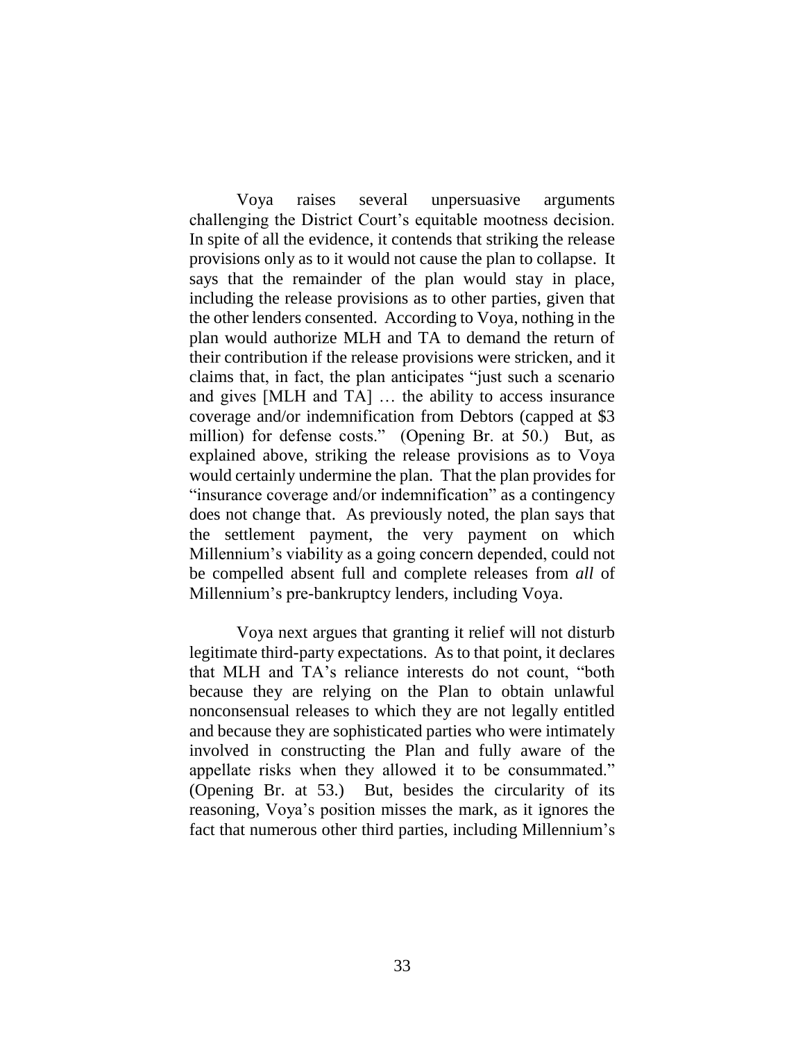Voya raises several unpersuasive arguments challenging the District Court's equitable mootness decision. In spite of all the evidence, it contends that striking the release provisions only as to it would not cause the plan to collapse. It says that the remainder of the plan would stay in place, including the release provisions as to other parties, given that the other lenders consented. According to Voya, nothing in the plan would authorize MLH and TA to demand the return of their contribution if the release provisions were stricken, and it claims that, in fact, the plan anticipates "just such a scenario and gives [MLH and TA] … the ability to access insurance coverage and/or indemnification from Debtors (capped at $3 million) for defense costs." (Opening Br. at 50.) But, as explained above, striking the release provisions as to Voya would certainly undermine the plan. That the plan provides for "insurance coverage and/or indemnification" as a contingency does not change that. As previously noted, the plan says that the settlement payment, the very payment on which Millennium's viability as a going concern depended, could not be compelled absent full and complete releases from *all* of Millennium's pre-bankruptcy lenders, including Voya.

Voya next argues that granting it relief will not disturb legitimate third-party expectations. As to that point, it declares that MLH and TA's reliance interests do not count, "both because they are relying on the Plan to obtain unlawful nonconsensual releases to which they are not legally entitled and because they are sophisticated parties who were intimately involved in constructing the Plan and fully aware of the appellate risks when they allowed it to be consummated." (Opening Br. at 53.) But, besides the circularity of its reasoning, Voya's position misses the mark, as it ignores the fact that numerous other third parties, including Millennium's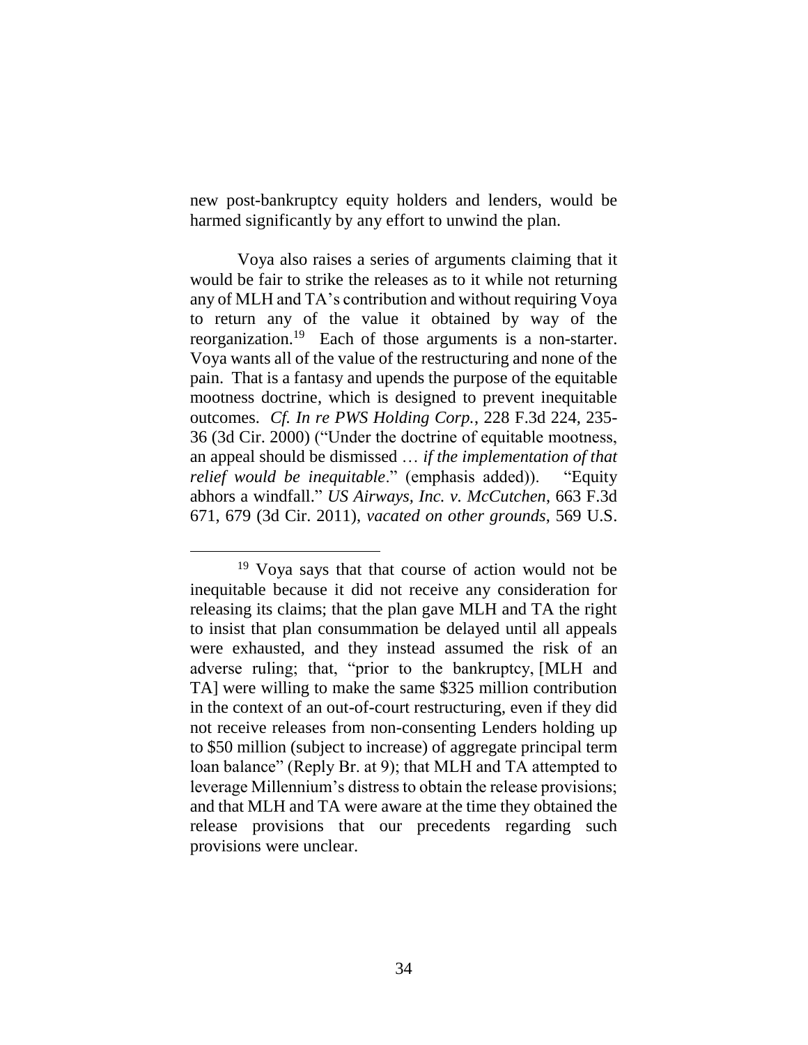new post-bankruptcy equity holders and lenders, would be harmed significantly by any effort to unwind the plan.

Voya also raises a series of arguments claiming that it would be fair to strike the releases as to it while not returning any of MLH and TA's contribution and without requiring Voya to return any of the value it obtained by way of the reorganization.[19] Each of those arguments is a non-starter. Voya wants all of the value of the restructuring and none of the pain. That is a fantasy and upends the purpose of the equitable mootness doctrine, which is designed to prevent inequitable outcomes. *Cf. In re PWS Holding Corp.*, 228 F.3d 224, 235-36 (3d Cir. 2000) ("Under the doctrine of equitable mootness, an appeal should be dismissed … *if the implementation of that relief would be inequitable*." (emphasis added)). "Equity abhors a windfall." *US Airways, Inc. v. McCutchen*, 663 F.3d 671, 679 (3d Cir. 2011), *vacated on other grounds*, 569 U.S.

[19] Voya says that that course of action would not be inequitable because it did not receive any consideration for releasing its claims; that the plan gave MLH and TA the right to insist that plan consummation be delayed until all appeals were exhausted, and they instead assumed the risk of an adverse ruling; that, "prior to the bankruptcy, [MLH and TA] were willing to make the same $325 million contribution in the context of an out-of-court restructuring, even if they did not receive releases from non-consenting Lenders holding up to $50 million (subject to increase) of aggregate principal term loan balance" (Reply Br. at 9); that MLH and TA attempted to leverage Millennium's distress to obtain the release provisions; and that MLH and TA were aware at the time they obtained the release provisions that our precedents regarding such provisions were unclear.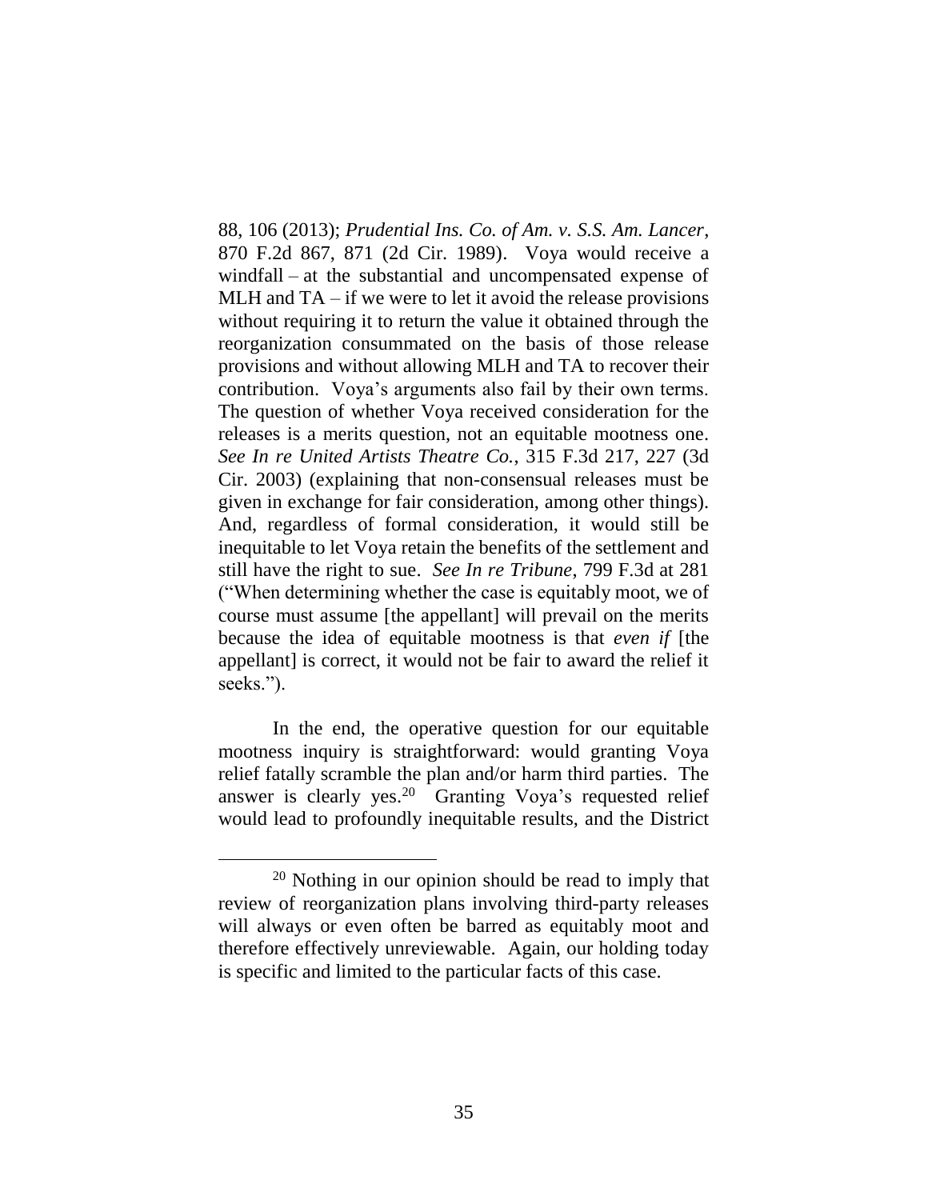88, 106 (2013); *Prudential Ins. Co. of Am. v. S.S. Am. Lancer*, 870 F.2d 867, 871 (2d Cir. 1989). Voya would receive a windfall – at the substantial and uncompensated expense of MLH and TA – if we were to let it avoid the release provisions without requiring it to return the value it obtained through the reorganization consummated on the basis of those release provisions and without allowing MLH and TA to recover their contribution. Voya's arguments also fail by their own terms. The question of whether Voya received consideration for the releases is a merits question, not an equitable mootness one. *See In re United Artists Theatre Co.*, 315 F.3d 217, 227 (3d Cir. 2003) (explaining that non-consensual releases must be given in exchange for fair consideration, among other things). And, regardless of formal consideration, it would still be inequitable to let Voya retain the benefits of the settlement and still have the right to sue. *See In re Tribune*, 799 F.3d at 281 ("When determining whether the case is equitably moot, we of course must assume [the appellant] will prevail on the merits because the idea of equitable mootness is that *even if* [the appellant] is correct, it would not be fair to award the relief it seeks.").

In the end, the operative question for our equitable mootness inquiry is straightforward: would granting Voya relief fatally scramble the plan and/or harm third parties. The answer is clearly yes.[20] Granting Voya's requested relief would lead to profoundly inequitable results, and the District

[20] Nothing in our opinion should be read to imply that review of reorganization plans involving third-party releases will always or even often be barred as equitably moot and therefore effectively unreviewable. Again, our holding today is specific and limited to the particular facts of this case.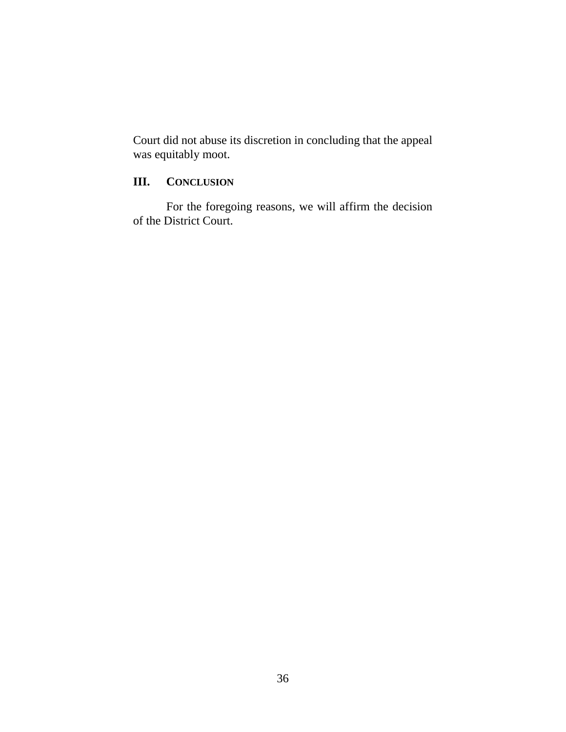Court did not abuse its discretion in concluding that the appeal was equitably moot.

## III. CONCLUSION

For the foregoing reasons, we will affirm the decision of the District Court.